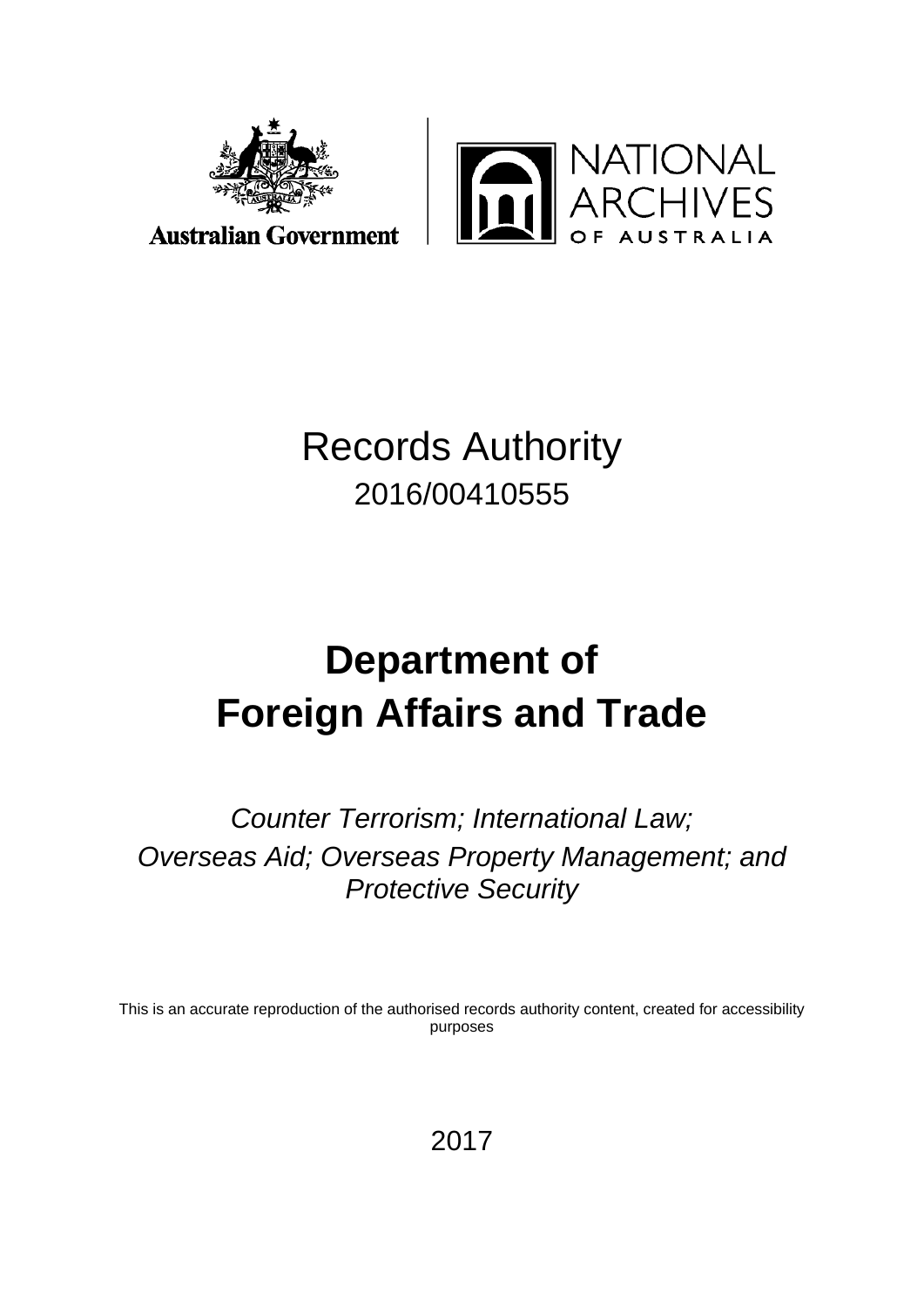Australian Government

NATIONAL ARCHIVES OF AUSTRALIA

# Records Authority

2016/00410555

# Department of Foreign Affairs and Trade

*Counter Terrorism; International Law; Overseas Aid; Overseas Property Management; and Protective Security*

This is an accurate reproduction of the authorised records authority content, created for accessibility purposes

2017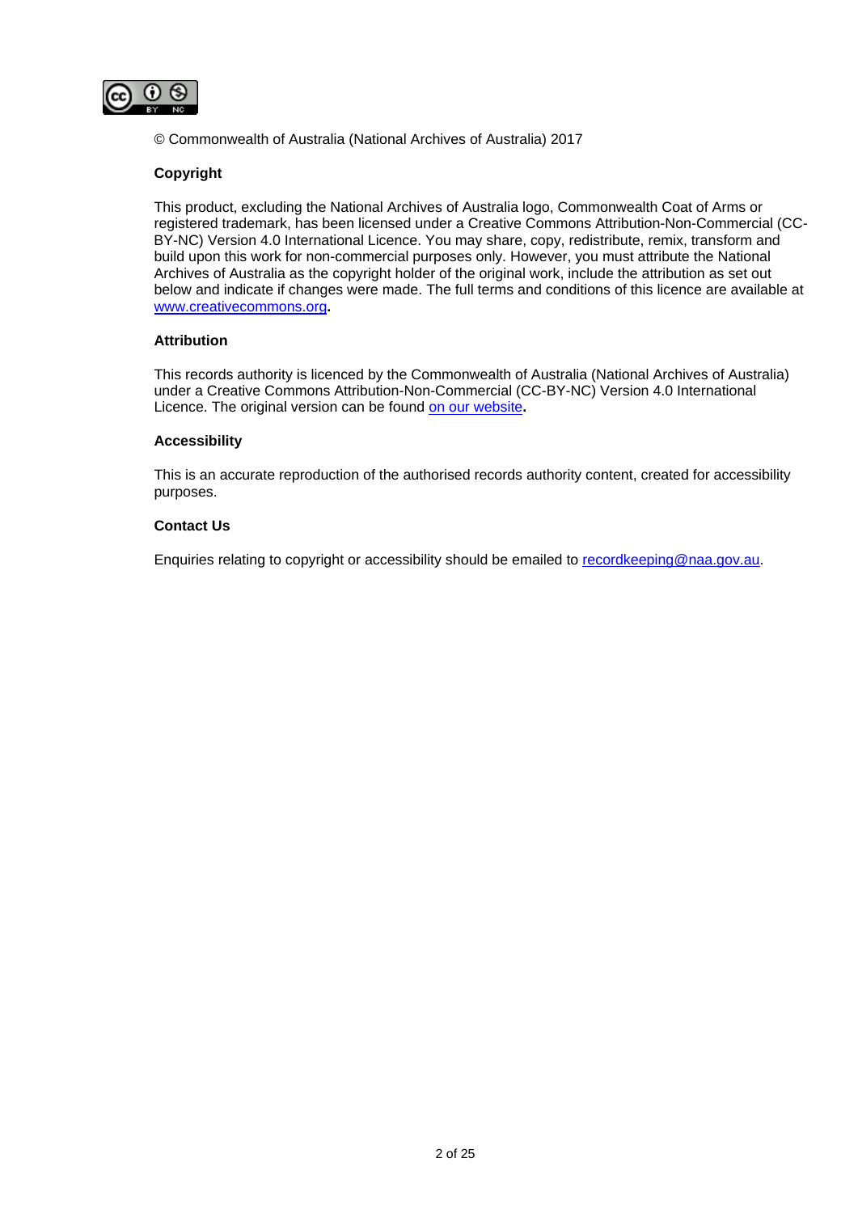© Commonwealth of Australia (National Archives of Australia) 2017

**Copyright**

This product, excluding the National Archives of Australia logo, Commonwealth Coat of Arms or registered trademark, has been licensed under a Creative Commons Attribution-Non-Commercial (CC-BY-NC) Version 4.0 International Licence. You may share, copy, redistribute, remix, transform and build upon this work for non-commercial purposes only. However, you must attribute the National Archives of Australia as the copyright holder of the original work, include the attribution as set out below and indicate if changes were made. The full terms and conditions of this licence are available at [www.creativecommons.org](www.creativecommons.org)**.**

**Attribution**

This records authority is licenced by the Commonwealth of Australia (National Archives of Australia) under a Creative Commons Attribution-Non-Commercial (CC-BY-NC) Version 4.0 International Licence. The original version can be found on our website**.**

**Accessibility**

This is an accurate reproduction of the authorised records authority content, created for accessibility purposes.

**Contact Us**

Enquiries relating to copyright or accessibility should be emailed to recordkeeping@naa.gov.au.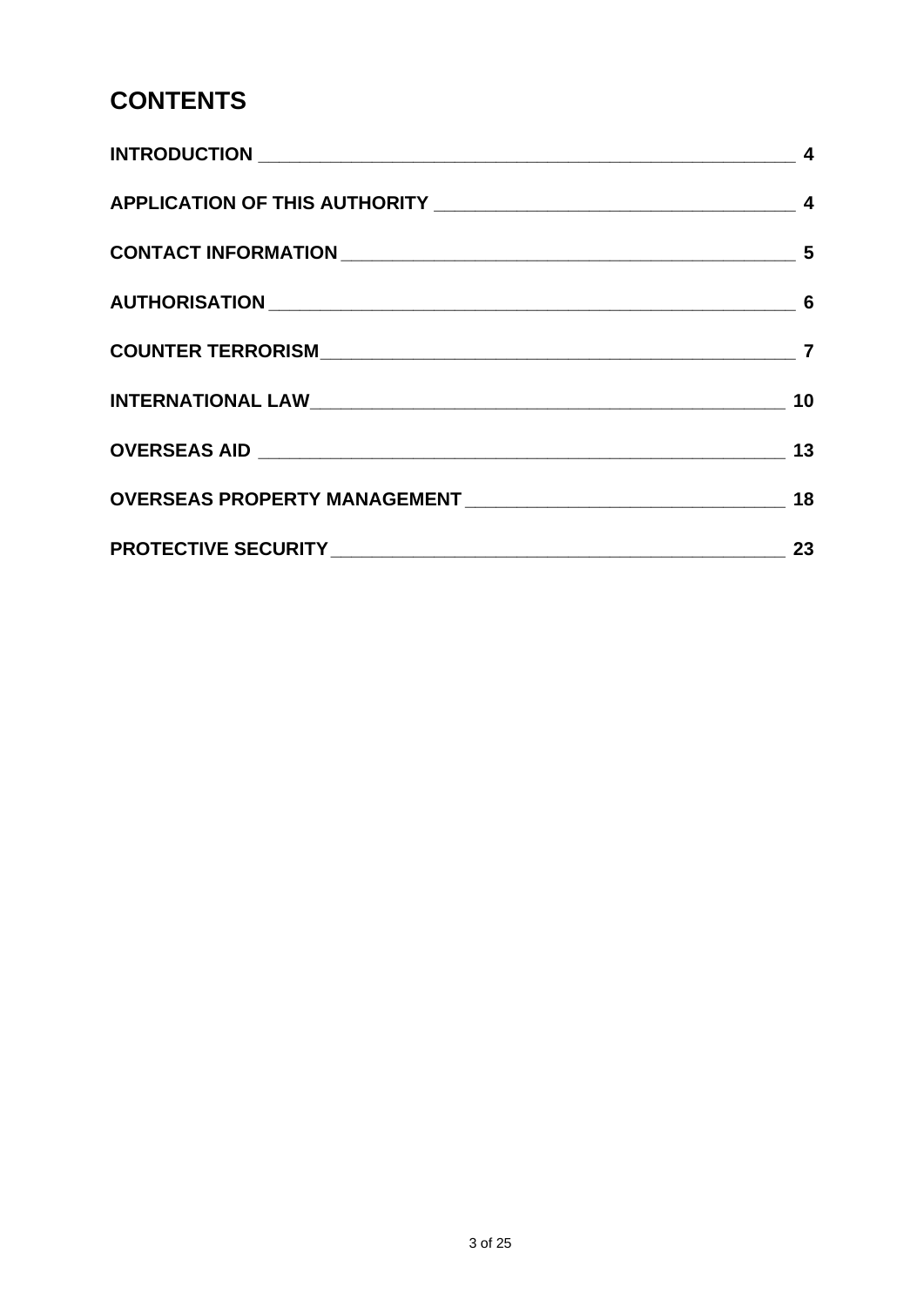# CONTENTS

| | |
|---|---|
| **INTRODUCTION** | **4** |
| **APPLICATION OF THIS AUTHORITY** | **4** |
| **CONTACT INFORMATION** | **5** |
| **AUTHORISATION** | **6** |
| **COUNTER TERRORISM** | **7** |
| **INTERNATIONAL LAW** | **10** |
| **OVERSEAS AID** | **13** |
| **OVERSEAS PROPERTY MANAGEMENT** | **18** |
| **PROTECTIVE SECURITY** | **23** |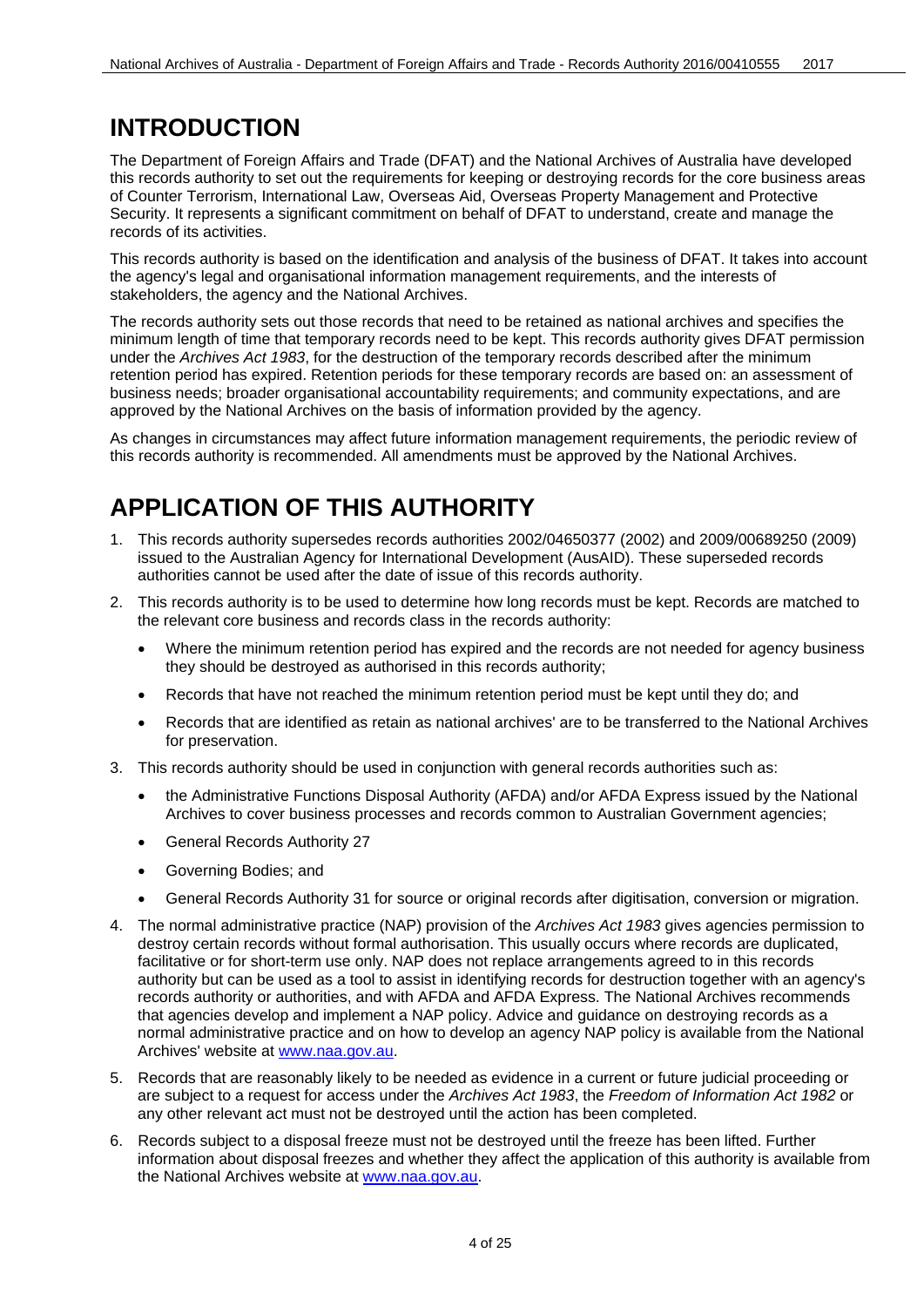# INTRODUCTION

The Department of Foreign Affairs and Trade (DFAT) and the National Archives of Australia have developed this records authority to set out the requirements for keeping or destroying records for the core business areas of Counter Terrorism, International Law, Overseas Aid, Overseas Property Management and Protective Security. It represents a significant commitment on behalf of DFAT to understand, create and manage the records of its activities.

This records authority is based on the identification and analysis of the business of DFAT. It takes into account the agency's legal and organisational information management requirements, and the interests of stakeholders, the agency and the National Archives.

The records authority sets out those records that need to be retained as national archives and specifies the minimum length of time that temporary records need to be kept. This records authority gives DFAT permission under the *Archives Act 1983*, for the destruction of the temporary records described after the minimum retention period has expired. Retention periods for these temporary records are based on: an assessment of business needs; broader organisational accountability requirements; and community expectations, and are approved by the National Archives on the basis of information provided by the agency.

As changes in circumstances may affect future information management requirements, the periodic review of this records authority is recommended. All amendments must be approved by the National Archives.

# APPLICATION OF THIS AUTHORITY

1. This records authority supersedes records authorities 2002/04650377 (2002) and 2009/00689250 (2009) issued to the Australian Agency for International Development (AusAID). These superseded records authorities cannot be used after the date of issue of this records authority.
2. This records authority is to be used to determine how long records must be kept. Records are matched to the relevant core business and records class in the records authority:
   - Where the minimum retention period has expired and the records are not needed for agency business they should be destroyed as authorised in this records authority;
   - Records that have not reached the minimum retention period must be kept until they do; and
   - Records that are identified as retain as national archives' are to be transferred to the National Archives for preservation.
3. This records authority should be used in conjunction with general records authorities such as:
   - the Administrative Functions Disposal Authority (AFDA) and/or AFDA Express issued by the National Archives to cover business processes and records common to Australian Government agencies;
   - General Records Authority 27
   - Governing Bodies; and
   - General Records Authority 31 for source or original records after digitisation, conversion or migration.
4. The normal administrative practice (NAP) provision of the *Archives Act 1983* gives agencies permission to destroy certain records without formal authorisation. This usually occurs where records are duplicated, facilitative or for short-term use only. NAP does not replace arrangements agreed to in this records authority but can be used as a tool to assist in identifying records for destruction together with an agency's records authority or authorities, and with AFDA and AFDA Express. The National Archives recommends that agencies develop and implement a NAP policy. Advice and guidance on destroying records as a normal administrative practice and on how to develop an agency NAP policy is available from the National Archives' website at www.naa.gov.au.
5. Records that are reasonably likely to be needed as evidence in a current or future judicial proceeding or are subject to a request for access under the *Archives Act 1983*, the *Freedom of Information Act 1982* or any other relevant act must not be destroyed until the action has been completed.
6. Records subject to a disposal freeze must not be destroyed until the freeze has been lifted. Further information about disposal freezes and whether they affect the application of this authority is available from the National Archives website at www.naa.gov.au.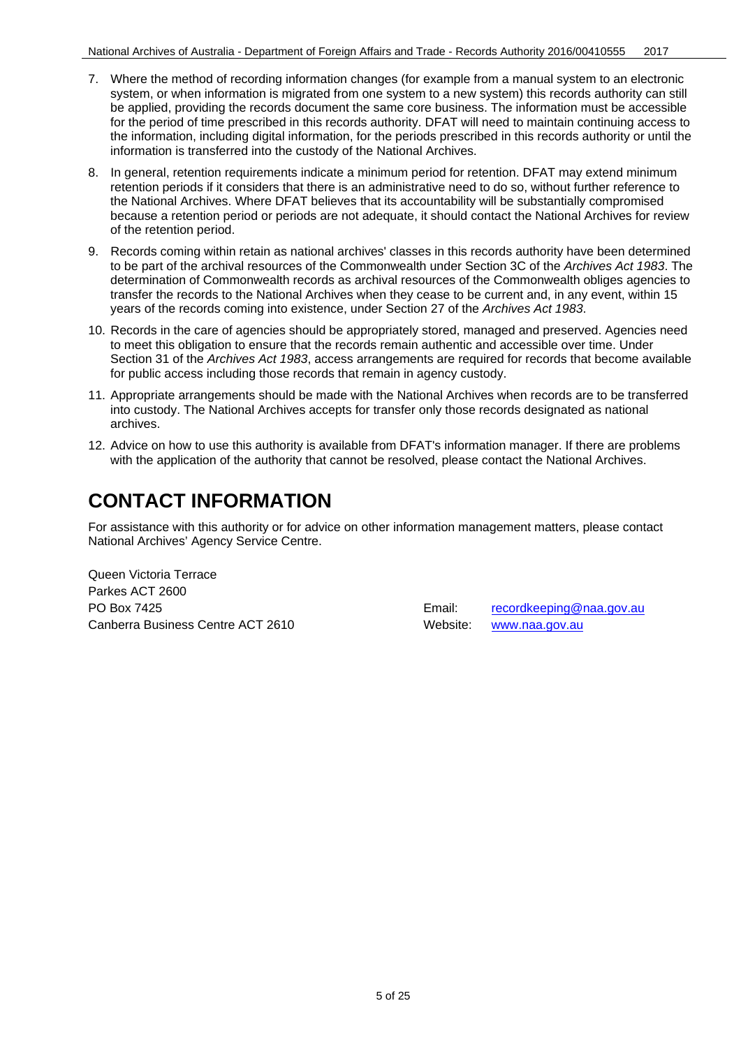7. Where the method of recording information changes (for example from a manual system to an electronic system, or when information is migrated from one system to a new system) this records authority can still be applied, providing the records document the same core business. The information must be accessible for the period of time prescribed in this records authority. DFAT will need to maintain continuing access to the information, including digital information, for the periods prescribed in this records authority or until the information is transferred into the custody of the National Archives.

8. In general, retention requirements indicate a minimum period for retention. DFAT may extend minimum retention periods if it considers that there is an administrative need to do so, without further reference to the National Archives. Where DFAT believes that its accountability will be substantially compromised because a retention period or periods are not adequate, it should contact the National Archives for review of the retention period.

9. Records coming within retain as national archives' classes in this records authority have been determined to be part of the archival resources of the Commonwealth under Section 3C of the *Archives Act 1983*. The determination of Commonwealth records as archival resources of the Commonwealth obliges agencies to transfer the records to the National Archives when they cease to be current and, in any event, within 15 years of the records coming into existence, under Section 27 of the *Archives Act 1983*.

10. Records in the care of agencies should be appropriately stored, managed and preserved. Agencies need to meet this obligation to ensure that the records remain authentic and accessible over time. Under Section 31 of the *Archives Act 1983*, access arrangements are required for records that become available for public access including those records that remain in agency custody.

11. Appropriate arrangements should be made with the National Archives when records are to be transferred into custody. The National Archives accepts for transfer only those records designated as national archives.

12. Advice on how to use this authority is available from DFAT's information manager. If there are problems with the application of the authority that cannot be resolved, please contact the National Archives.

# CONTACT INFORMATION

For assistance with this authority or for advice on other information management matters, please contact National Archives' Agency Service Centre.

Queen Victoria Terrace
Parkes ACT 2600
PO Box 7425
Canberra Business Centre ACT 2610

Email: recordkeeping@naa.gov.au
Website: www.naa.gov.au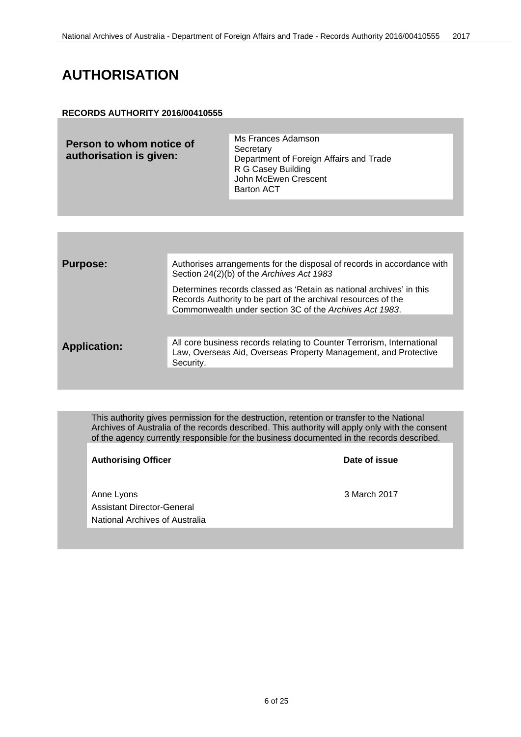# AUTHORISATION

**RECORDS AUTHORITY 2016/00410555**

| **Person to whom notice of authorisation is given:** | Ms Frances Adamson<br>Secretary<br>Department of Foreign Affairs and Trade<br>R G Casey Building<br>John McEwen Crescent<br>Barton ACT |
|---|---|

| | |
|---|---|
| **Purpose:** | Authorises arrangements for the disposal of records in accordance with Section 24(2)(b) of the *Archives Act 1983*<br><br>Determines records classed as 'Retain as national archives' in this Records Authority to be part of the archival resources of the Commonwealth under section 3C of the *Archives Act 1983*. |
| **Application:** | All core business records relating to Counter Terrorism, International Law, Overseas Aid, Overseas Property Management, and Protective Security. |

This authority gives permission for the destruction, retention or transfer to the National Archives of Australia of the records described. This authority will apply only with the consent of the agency currently responsible for the business documented in the records described.

| **Authorising Officer** | **Date of issue** |
|---|---|
| Anne Lyons<br>Assistant Director-General<br>National Archives of Australia | 3 March 2017 |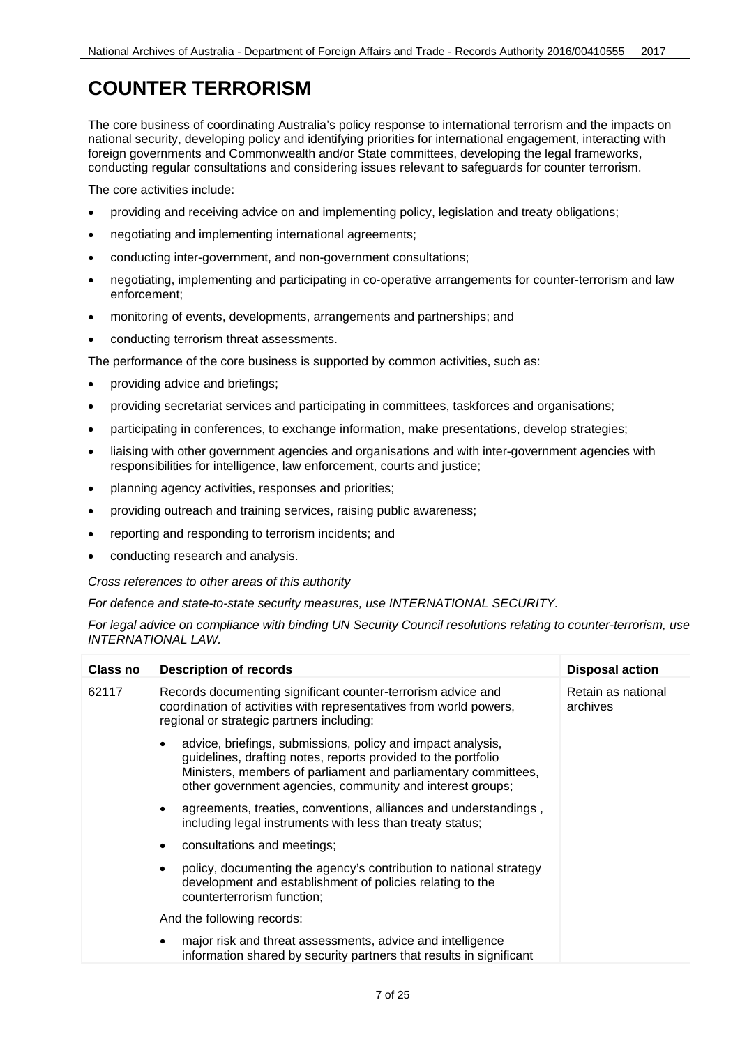# COUNTER TERRORISM

The core business of coordinating Australia's policy response to international terrorism and the impacts on national security, developing policy and identifying priorities for international engagement, interacting with foreign governments and Commonwealth and/or State committees, developing the legal frameworks, conducting regular consultations and considering issues relevant to safeguards for counter terrorism.

The core activities include:

- providing and receiving advice on and implementing policy, legislation and treaty obligations;
- negotiating and implementing international agreements;
- conducting inter-government, and non-government consultations;
- negotiating, implementing and participating in co-operative arrangements for counter-terrorism and law enforcement;
- monitoring of events, developments, arrangements and partnerships; and
- conducting terrorism threat assessments.

The performance of the core business is supported by common activities, such as:

- providing advice and briefings;
- providing secretariat services and participating in committees, taskforces and organisations;
- participating in conferences, to exchange information, make presentations, develop strategies;
- liaising with other government agencies and organisations and with inter-government agencies with responsibilities for intelligence, law enforcement, courts and justice;
- planning agency activities, responses and priorities;
- providing outreach and training services, raising public awareness;
- reporting and responding to terrorism incidents; and
- conducting research and analysis.

*Cross references to other areas of this authority*

*For defence and state-to-state security measures, use INTERNATIONAL SECURITY.*

*For legal advice on compliance with binding UN Security Council resolutions relating to counter-terrorism, use INTERNATIONAL LAW.*

| Class no | Description of records | Disposal action |
|---|---|---|
| 62117 | Records documenting significant counter-terrorism advice and coordination of activities with representatives from world powers, regional or strategic partners including:<br><br>• advice, briefings, submissions, policy and impact analysis, guidelines, drafting notes, reports provided to the portfolio Ministers, members of parliament and parliamentary committees, other government agencies, community and interest groups;<br>• agreements, treaties, conventions, alliances and understandings , including legal instruments with less than treaty status;<br>• consultations and meetings;<br>• policy, documenting the agency's contribution to national strategy development and establishment of policies relating to the counterterrorism function;<br><br>And the following records:<br><br>• major risk and threat assessments, advice and intelligence information shared by security partners that results in significant | Retain as national archives |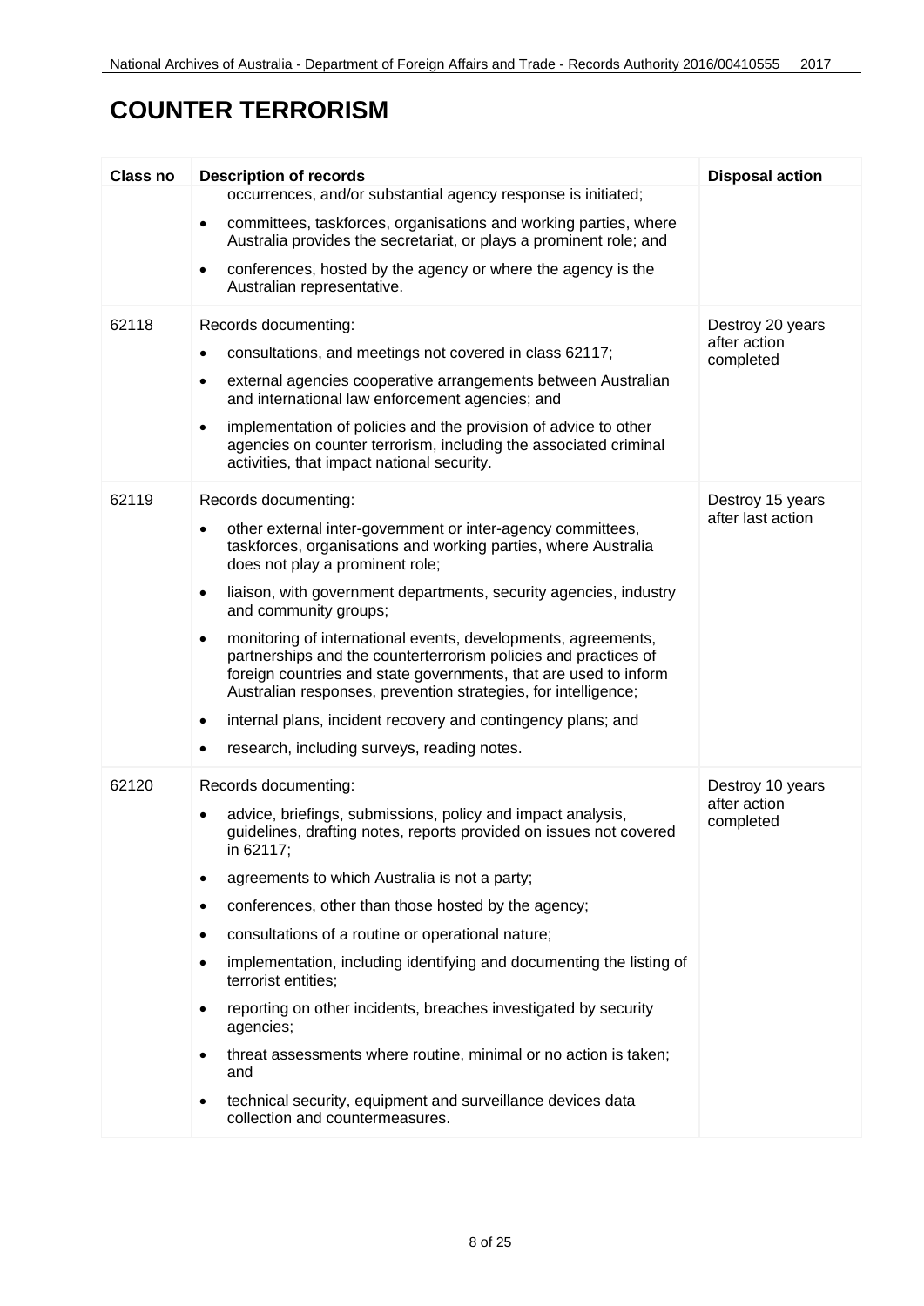# COUNTER TERRORISM

| Class no | Description of records | Disposal action |
|---|---|---|
| | occurrences, and/or substantial agency response is initiated;<br>• committees, taskforces, organisations and working parties, where Australia provides the secretariat, or plays a prominent role; and<br>• conferences, hosted by the agency or where the agency is the Australian representative. | |
| 62118 | Records documenting:<br>• consultations, and meetings not covered in class 62117;<br>• external agencies cooperative arrangements between Australian and international law enforcement agencies; and<br>• implementation of policies and the provision of advice to other agencies on counter terrorism, including the associated criminal activities, that impact national security. | Destroy 20 years after action completed |
| 62119 | Records documenting:<br>• other external inter-government or inter-agency committees, taskforces, organisations and working parties, where Australia does not play a prominent role;<br>• liaison, with government departments, security agencies, industry and community groups;<br>• monitoring of international events, developments, agreements, partnerships and the counterterrorism policies and practices of foreign countries and state governments, that are used to inform Australian responses, prevention strategies, for intelligence;<br>• internal plans, incident recovery and contingency plans; and<br>• research, including surveys, reading notes. | Destroy 15 years after last action |
| 62120 | Records documenting:<br>• advice, briefings, submissions, policy and impact analysis, guidelines, drafting notes, reports provided on issues not covered in 62117;<br>• agreements to which Australia is not a party;<br>• conferences, other than those hosted by the agency;<br>• consultations of a routine or operational nature;<br>• implementation, including identifying and documenting the listing of terrorist entities;<br>• reporting on other incidents, breaches investigated by security agencies;<br>• threat assessments where routine, minimal or no action is taken; and<br>• technical security, equipment and surveillance devices data collection and countermeasures. | Destroy 10 years after action completed |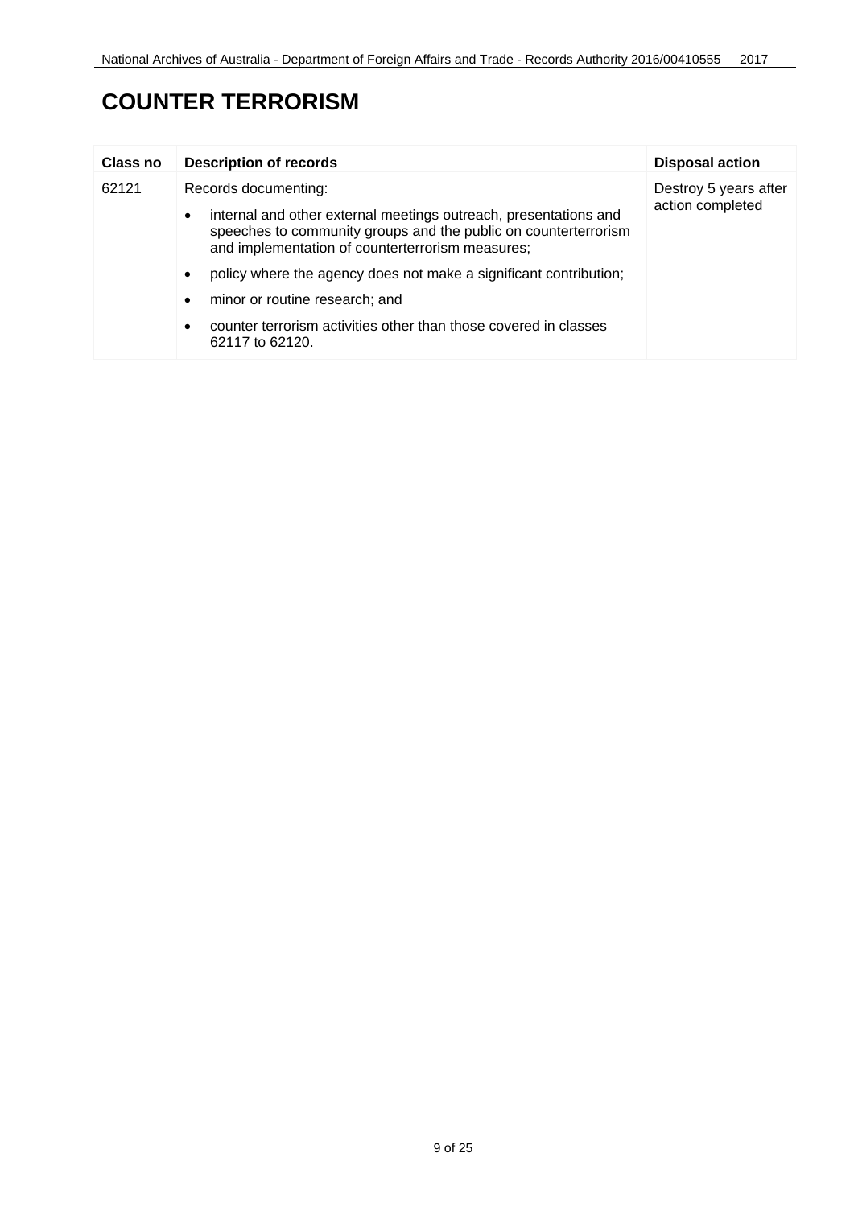# COUNTER TERRORISM

| Class no | Description of records | Disposal action |
|---|---|---|
| 62121 | Records documenting:<br>• internal and other external meetings outreach, presentations and speeches to community groups and the public on counterterrorism and implementation of counterterrorism measures;<br>• policy where the agency does not make a significant contribution;<br>• minor or routine research; and<br>• counter terrorism activities other than those covered in classes 62117 to 62120. | Destroy 5 years after action completed |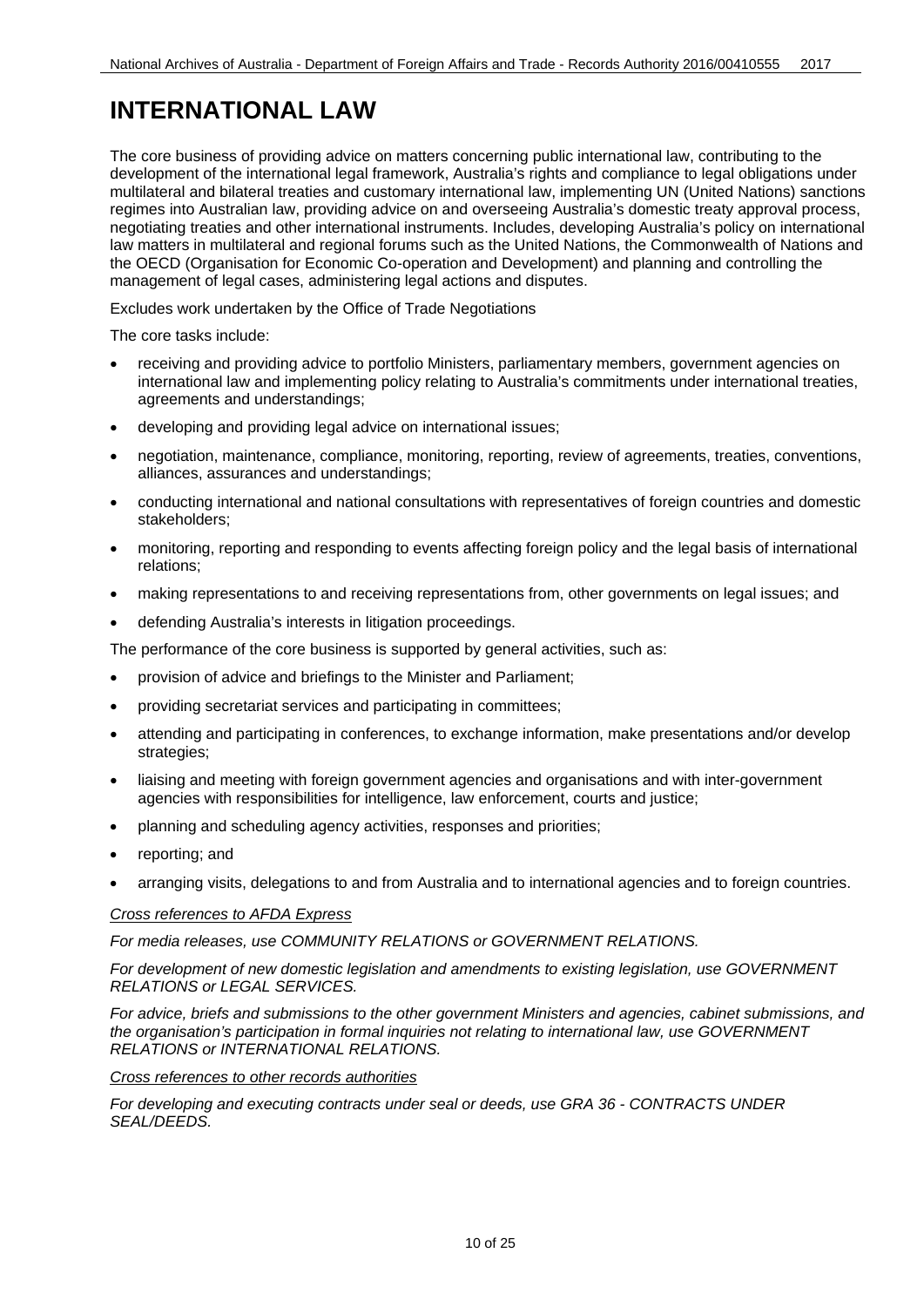# INTERNATIONAL LAW

The core business of providing advice on matters concerning public international law, contributing to the development of the international legal framework, Australia's rights and compliance to legal obligations under multilateral and bilateral treaties and customary international law, implementing UN (United Nations) sanctions regimes into Australian law, providing advice on and overseeing Australia's domestic treaty approval process, negotiating treaties and other international instruments. Includes, developing Australia's policy on international law matters in multilateral and regional forums such as the United Nations, the Commonwealth of Nations and the OECD (Organisation for Economic Co-operation and Development) and planning and controlling the management of legal cases, administering legal actions and disputes.

Excludes work undertaken by the Office of Trade Negotiations

The core tasks include:

- receiving and providing advice to portfolio Ministers, parliamentary members, government agencies on international law and implementing policy relating to Australia's commitments under international treaties, agreements and understandings;
- developing and providing legal advice on international issues;
- negotiation, maintenance, compliance, monitoring, reporting, review of agreements, treaties, conventions, alliances, assurances and understandings;
- conducting international and national consultations with representatives of foreign countries and domestic stakeholders;
- monitoring, reporting and responding to events affecting foreign policy and the legal basis of international relations;
- making representations to and receiving representations from, other governments on legal issues; and
- defending Australia's interests in litigation proceedings.

The performance of the core business is supported by general activities, such as:

- provision of advice and briefings to the Minister and Parliament;
- providing secretariat services and participating in committees;
- attending and participating in conferences, to exchange information, make presentations and/or develop strategies;
- liaising and meeting with foreign government agencies and organisations and with inter-government agencies with responsibilities for intelligence, law enforcement, courts and justice;
- planning and scheduling agency activities, responses and priorities;
- reporting; and
- arranging visits, delegations to and from Australia and to international agencies and to foreign countries.

*Cross references to AFDA Express*

*For media releases, use COMMUNITY RELATIONS or GOVERNMENT RELATIONS.*

*For development of new domestic legislation and amendments to existing legislation, use GOVERNMENT RELATIONS or LEGAL SERVICES.*

*For advice, briefs and submissions to the other government Ministers and agencies, cabinet submissions, and the organisation's participation in formal inquiries not relating to international law, use GOVERNMENT RELATIONS or INTERNATIONAL RELATIONS.*

*Cross references to other records authorities*

*For developing and executing contracts under seal or deeds, use GRA 36 - CONTRACTS UNDER SEAL/DEEDS.*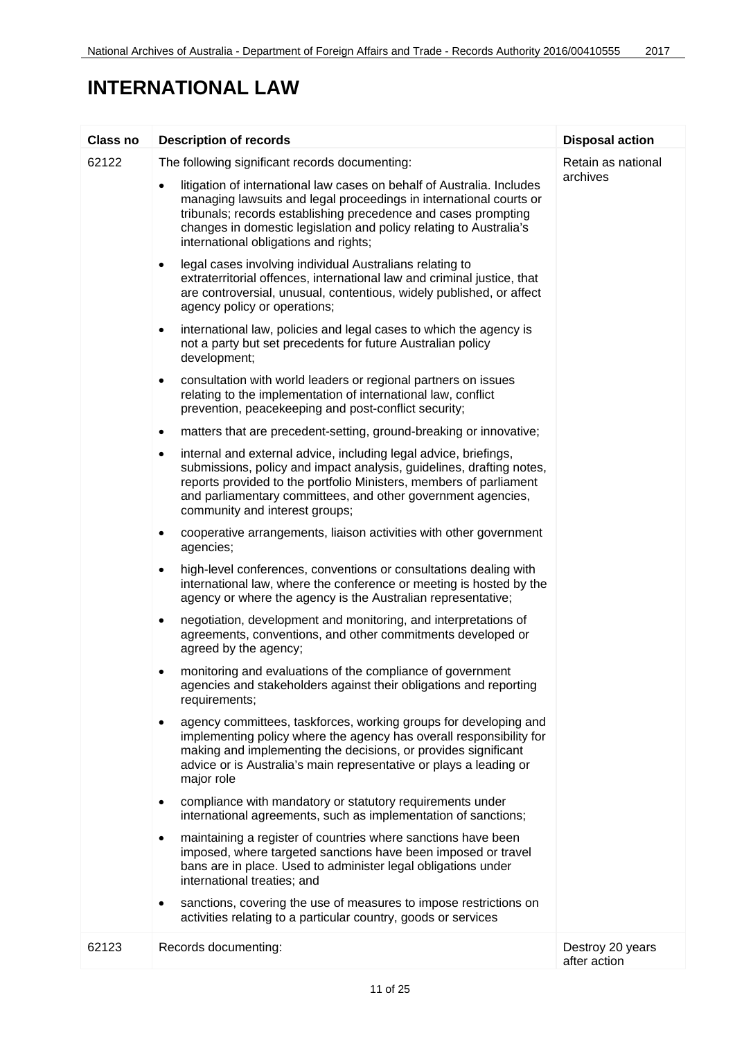# INTERNATIONAL LAW

| Class no | Description of records | Disposal action |
|---|---|---|
| 62122 | The following significant records documenting:<br>• litigation of international law cases on behalf of Australia. Includes managing lawsuits and legal proceedings in international courts or tribunals; records establishing precedence and cases prompting changes in domestic legislation and policy relating to Australia's international obligations and rights;<br>• legal cases involving individual Australians relating to extraterritorial offences, international law and criminal justice, that are controversial, unusual, contentious, widely published, or affect agency policy or operations;<br>• international law, policies and legal cases to which the agency is not a party but set precedents for future Australian policy development;<br>• consultation with world leaders or regional partners on issues relating to the implementation of international law, conflict prevention, peacekeeping and post-conflict security;<br>• matters that are precedent-setting, ground-breaking or innovative;<br>• internal and external advice, including legal advice, briefings, submissions, policy and impact analysis, guidelines, drafting notes, reports provided to the portfolio Ministers, members of parliament and parliamentary committees, and other government agencies, community and interest groups;<br>• cooperative arrangements, liaison activities with other government agencies;<br>• high-level conferences, conventions or consultations dealing with international law, where the conference or meeting is hosted by the agency or where the agency is the Australian representative;<br>• negotiation, development and monitoring, and interpretations of agreements, conventions, and other commitments developed or agreed by the agency;<br>• monitoring and evaluations of the compliance of government agencies and stakeholders against their obligations and reporting requirements;<br>• agency committees, taskforces, working groups for developing and implementing policy where the agency has overall responsibility for making and implementing the decisions, or provides significant advice or is Australia's main representative or plays a leading or major role<br>• compliance with mandatory or statutory requirements under international agreements, such as implementation of sanctions;<br>• maintaining a register of countries where sanctions have been imposed, where targeted sanctions have been imposed or travel bans are in place. Used to administer legal obligations under international treaties; and<br>• sanctions, covering the use of measures to impose restrictions on activities relating to a particular country, goods or services | Retain as national archives |
| 62123 | Records documenting: | Destroy 20 years after action |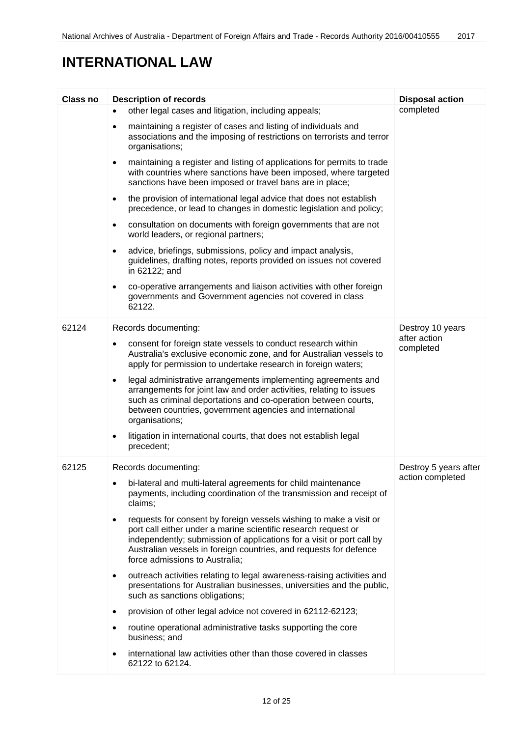# INTERNATIONAL LAW

| Class no | Description of records | Disposal action |
|---|---|---|
| | • other legal cases and litigation, including appeals;<br>• maintaining a register of cases and listing of individuals and associations and the imposing of restrictions on terrorists and terror organisations;<br>• maintaining a register and listing of applications for permits to trade with countries where sanctions have been imposed, where targeted sanctions have been imposed or travel bans are in place;<br>• the provision of international legal advice that does not establish precedence, or lead to changes in domestic legislation and policy;<br>• consultation on documents with foreign governments that are not world leaders, or regional partners;<br>• advice, briefings, submissions, policy and impact analysis, guidelines, drafting notes, reports provided on issues not covered in 62122; and<br>• co-operative arrangements and liaison activities with other foreign governments and Government agencies not covered in class 62122. | completed |
| 62124 | Records documenting:<br>• consent for foreign state vessels to conduct research within Australia's exclusive economic zone, and for Australian vessels to apply for permission to undertake research in foreign waters;<br>• legal administrative arrangements implementing agreements and arrangements for joint law and order activities, relating to issues such as criminal deportations and co-operation between courts, between countries, government agencies and international organisations;<br>• litigation in international courts, that does not establish legal precedent; | Destroy 10 years after action completed |
| 62125 | Records documenting:<br>• bi-lateral and multi-lateral agreements for child maintenance payments, including coordination of the transmission and receipt of claims;<br>• requests for consent by foreign vessels wishing to make a visit or port call either under a marine scientific research request or independently; submission of applications for a visit or port call by Australian vessels in foreign countries, and requests for defence force admissions to Australia;<br>• outreach activities relating to legal awareness-raising activities and presentations for Australian businesses, universities and the public, such as sanctions obligations;<br>• provision of other legal advice not covered in 62112-62123;<br>• routine operational administrative tasks supporting the core business; and<br>• international law activities other than those covered in classes 62122 to 62124. | Destroy 5 years after action completed |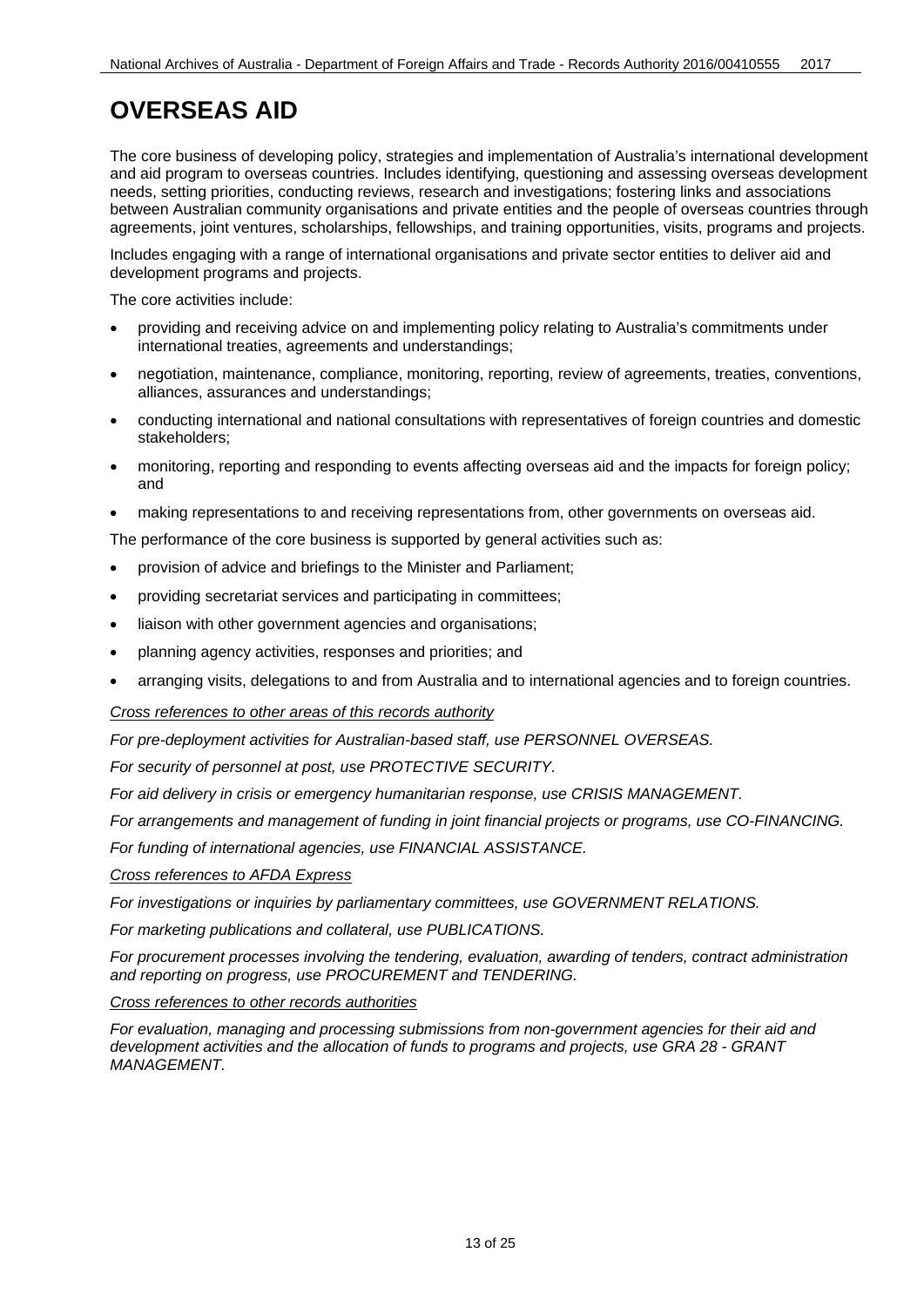# OVERSEAS AID

The core business of developing policy, strategies and implementation of Australia's international development and aid program to overseas countries. Includes identifying, questioning and assessing overseas development needs, setting priorities, conducting reviews, research and investigations; fostering links and associations between Australian community organisations and private entities and the people of overseas countries through agreements, joint ventures, scholarships, fellowships, and training opportunities, visits, programs and projects.

Includes engaging with a range of international organisations and private sector entities to deliver aid and development programs and projects.

The core activities include:

- providing and receiving advice on and implementing policy relating to Australia's commitments under international treaties, agreements and understandings;
- negotiation, maintenance, compliance, monitoring, reporting, review of agreements, treaties, conventions, alliances, assurances and understandings;
- conducting international and national consultations with representatives of foreign countries and domestic stakeholders;
- monitoring, reporting and responding to events affecting overseas aid and the impacts for foreign policy; and
- making representations to and receiving representations from, other governments on overseas aid.

The performance of the core business is supported by general activities such as:

- provision of advice and briefings to the Minister and Parliament;
- providing secretariat services and participating in committees;
- liaison with other government agencies and organisations;
- planning agency activities, responses and priorities; and
- arranging visits, delegations to and from Australia and to international agencies and to foreign countries.

*Cross references to other areas of this records authority*

*For pre-deployment activities for Australian-based staff, use PERSONNEL OVERSEAS.*

*For security of personnel at post, use PROTECTIVE SECURITY.*

*For aid delivery in crisis or emergency humanitarian response, use CRISIS MANAGEMENT.*

*For arrangements and management of funding in joint financial projects or programs, use CO-FINANCING.*

*For funding of international agencies, use FINANCIAL ASSISTANCE.*

*Cross references to AFDA Express*

*For investigations or inquiries by parliamentary committees, use GOVERNMENT RELATIONS.*

*For marketing publications and collateral, use PUBLICATIONS.*

*For procurement processes involving the tendering, evaluation, awarding of tenders, contract administration and reporting on progress, use PROCUREMENT and TENDERING.*

*Cross references to other records authorities*

*For evaluation, managing and processing submissions from non-government agencies for their aid and development activities and the allocation of funds to programs and projects, use GRA 28 - GRANT MANAGEMENT.*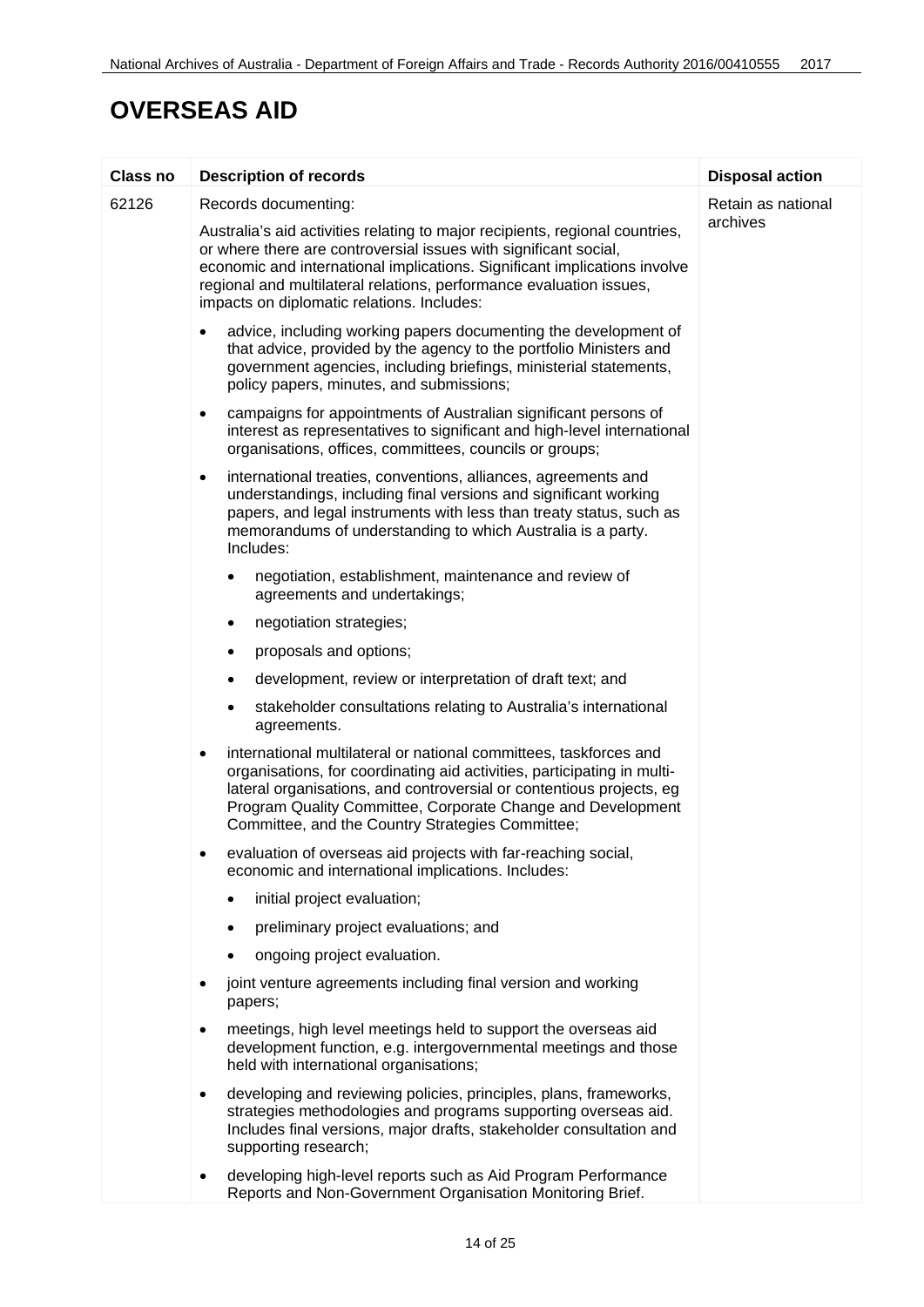# OVERSEAS AID

| Class no | Description of records | Disposal action |
|---|---|---|
| 62126 | Records documenting:<br><br>Australia's aid activities relating to major recipients, regional countries, or where there are controversial issues with significant social, economic and international implications. Significant implications involve regional and multilateral relations, performance evaluation issues, impacts on diplomatic relations. Includes:<br><br>• advice, including working papers documenting the development of that advice, provided by the agency to the portfolio Ministers and government agencies, including briefings, ministerial statements, policy papers, minutes, and submissions;<br><br>• campaigns for appointments of Australian significant persons of interest as representatives to significant and high-level international organisations, offices, committees, councils or groups;<br><br>• international treaties, conventions, alliances, agreements and understandings, including final versions and significant working papers, and legal instruments with less than treaty status, such as memorandums of understanding to which Australia is a party. Includes:<br>  ◦ negotiation, establishment, maintenance and review of agreements and undertakings;<br>  ◦ negotiation strategies;<br>  ◦ proposals and options;<br>  ◦ development, review or interpretation of draft text; and<br>  ◦ stakeholder consultations relating to Australia's international agreements.<br><br>• international multilateral or national committees, taskforces and organisations, for coordinating aid activities, participating in multi-lateral organisations, and controversial or contentious projects, eg Program Quality Committee, Corporate Change and Development Committee, and the Country Strategies Committee;<br><br>• evaluation of overseas aid projects with far-reaching social, economic and international implications. Includes:<br>  ◦ initial project evaluation;<br>  ◦ preliminary project evaluations; and<br>  ◦ ongoing project evaluation.<br><br>• joint venture agreements including final version and working papers;<br><br>• meetings, high level meetings held to support the overseas aid development function, e.g. intergovernmental meetings and those held with international organisations;<br><br>• developing and reviewing policies, principles, plans, frameworks, strategies methodologies and programs supporting overseas aid. Includes final versions, major drafts, stakeholder consultation and supporting research;<br><br>• developing high-level reports such as Aid Program Performance Reports and Non-Government Organisation Monitoring Brief. | Retain as national archives |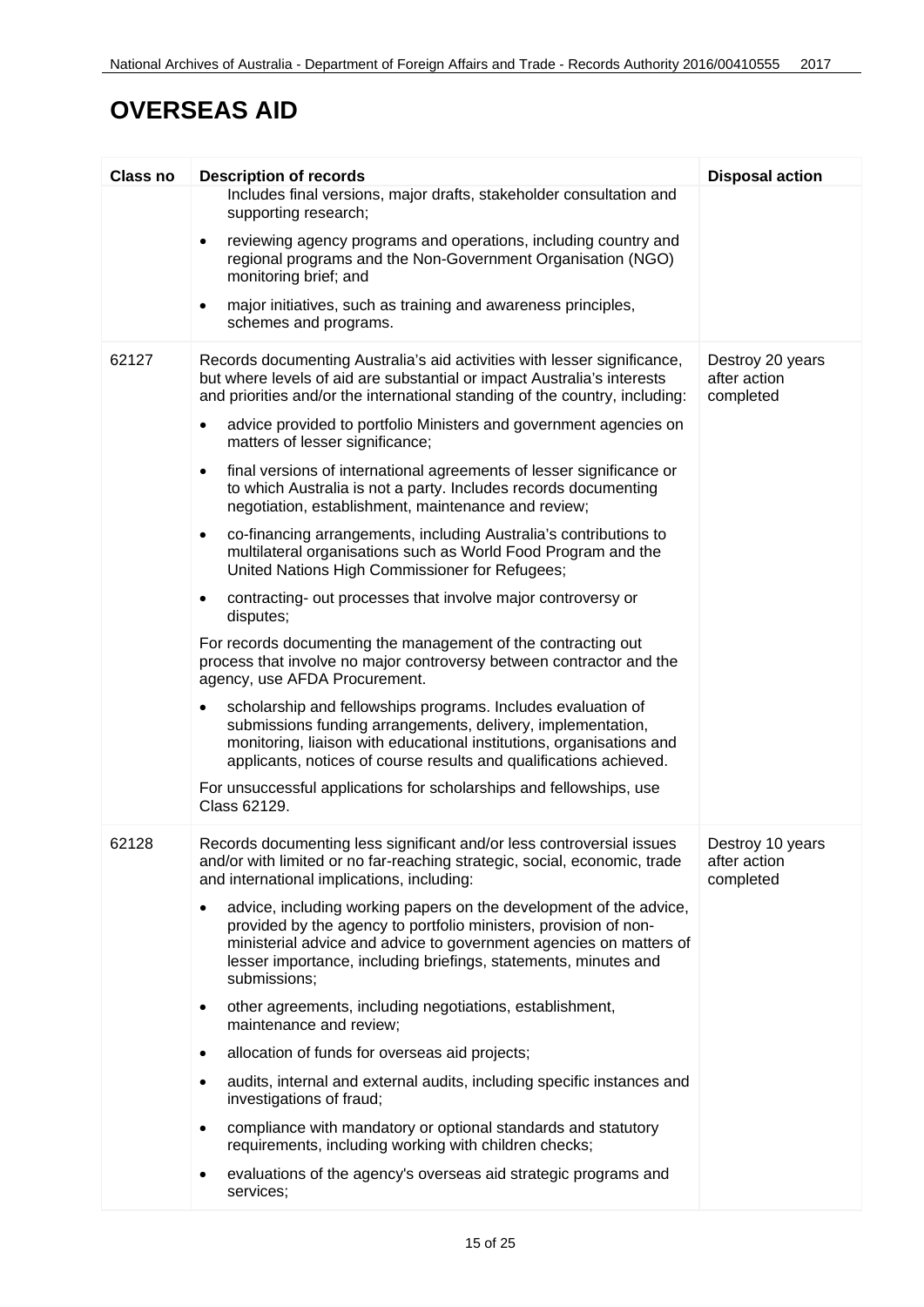# OVERSEAS AID

| Class no | Description of records | Disposal action |
|---|---|---|
| | Includes final versions, major drafts, stakeholder consultation and supporting research;<br>• reviewing agency programs and operations, including country and regional programs and the Non-Government Organisation (NGO) monitoring brief; and<br>• major initiatives, such as training and awareness principles, schemes and programs. | |
| 62127 | Records documenting Australia's aid activities with lesser significance, but where levels of aid are substantial or impact Australia's interests and priorities and/or the international standing of the country, including:<br>• advice provided to portfolio Ministers and government agencies on matters of lesser significance;<br>• final versions of international agreements of lesser significance or to which Australia is not a party. Includes records documenting negotiation, establishment, maintenance and review;<br>• co-financing arrangements, including Australia's contributions to multilateral organisations such as World Food Program and the United Nations High Commissioner for Refugees;<br>• contracting- out processes that involve major controversy or disputes;<br>For records documenting the management of the contracting out process that involve no major controversy between contractor and the agency, use AFDA Procurement.<br>• scholarship and fellowships programs. Includes evaluation of submissions funding arrangements, delivery, implementation, monitoring, liaison with educational institutions, organisations and applicants, notices of course results and qualifications achieved.<br>For unsuccessful applications for scholarships and fellowships, use Class 62129. | Destroy 20 years after action completed |
| 62128 | Records documenting less significant and/or less controversial issues and/or with limited or no far-reaching strategic, social, economic, trade and international implications, including:<br>• advice, including working papers on the development of the advice, provided by the agency to portfolio ministers, provision of non-ministerial advice and advice to government agencies on matters of lesser importance, including briefings, statements, minutes and submissions;<br>• other agreements, including negotiations, establishment, maintenance and review;<br>• allocation of funds for overseas aid projects;<br>• audits, internal and external audits, including specific instances and investigations of fraud;<br>• compliance with mandatory or optional standards and statutory requirements, including working with children checks;<br>• evaluations of the agency's overseas aid strategic programs and services; | Destroy 10 years after action completed |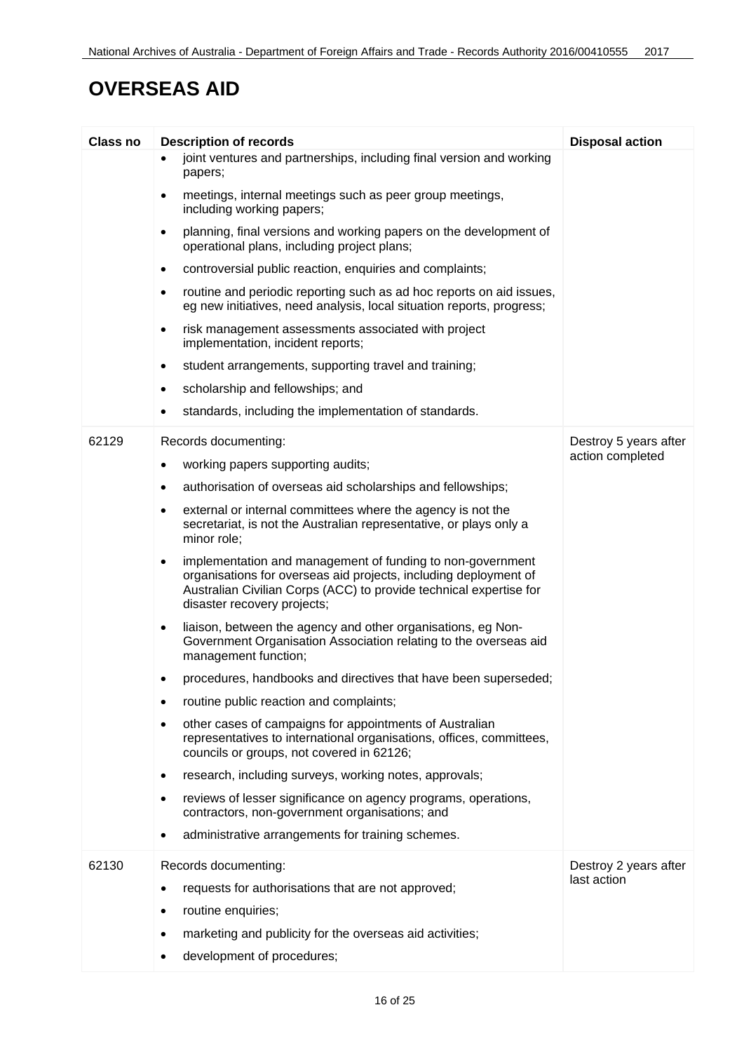# OVERSEAS AID

| Class no | Description of records | Disposal action |
|---|---|---|
| | • joint ventures and partnerships, including final version and working papers;<br>• meetings, internal meetings such as peer group meetings, including working papers;<br>• planning, final versions and working papers on the development of operational plans, including project plans;<br>• controversial public reaction, enquiries and complaints;<br>• routine and periodic reporting such as ad hoc reports on aid issues, eg new initiatives, need analysis, local situation reports, progress;<br>• risk management assessments associated with project implementation, incident reports;<br>• student arrangements, supporting travel and training;<br>• scholarship and fellowships; and<br>• standards, including the implementation of standards. | |
| 62129 | Records documenting:<br>• working papers supporting audits;<br>• authorisation of overseas aid scholarships and fellowships;<br>• external or internal committees where the agency is not the secretariat, is not the Australian representative, or plays only a minor role;<br>• implementation and management of funding to non-government organisations for overseas aid projects, including deployment of Australian Civilian Corps (ACC) to provide technical expertise for disaster recovery projects;<br>• liaison, between the agency and other organisations, eg Non-Government Organisation Association relating to the overseas aid management function;<br>• procedures, handbooks and directives that have been superseded;<br>• routine public reaction and complaints;<br>• other cases of campaigns for appointments of Australian representatives to international organisations, offices, committees, councils or groups, not covered in 62126;<br>• research, including surveys, working notes, approvals;<br>• reviews of lesser significance on agency programs, operations, contractors, non-government organisations; and<br>• administrative arrangements for training schemes. | Destroy 5 years after action completed |
| 62130 | Records documenting:<br>• requests for authorisations that are not approved;<br>• routine enquiries;<br>• marketing and publicity for the overseas aid activities;<br>• development of procedures; | Destroy 2 years after last action |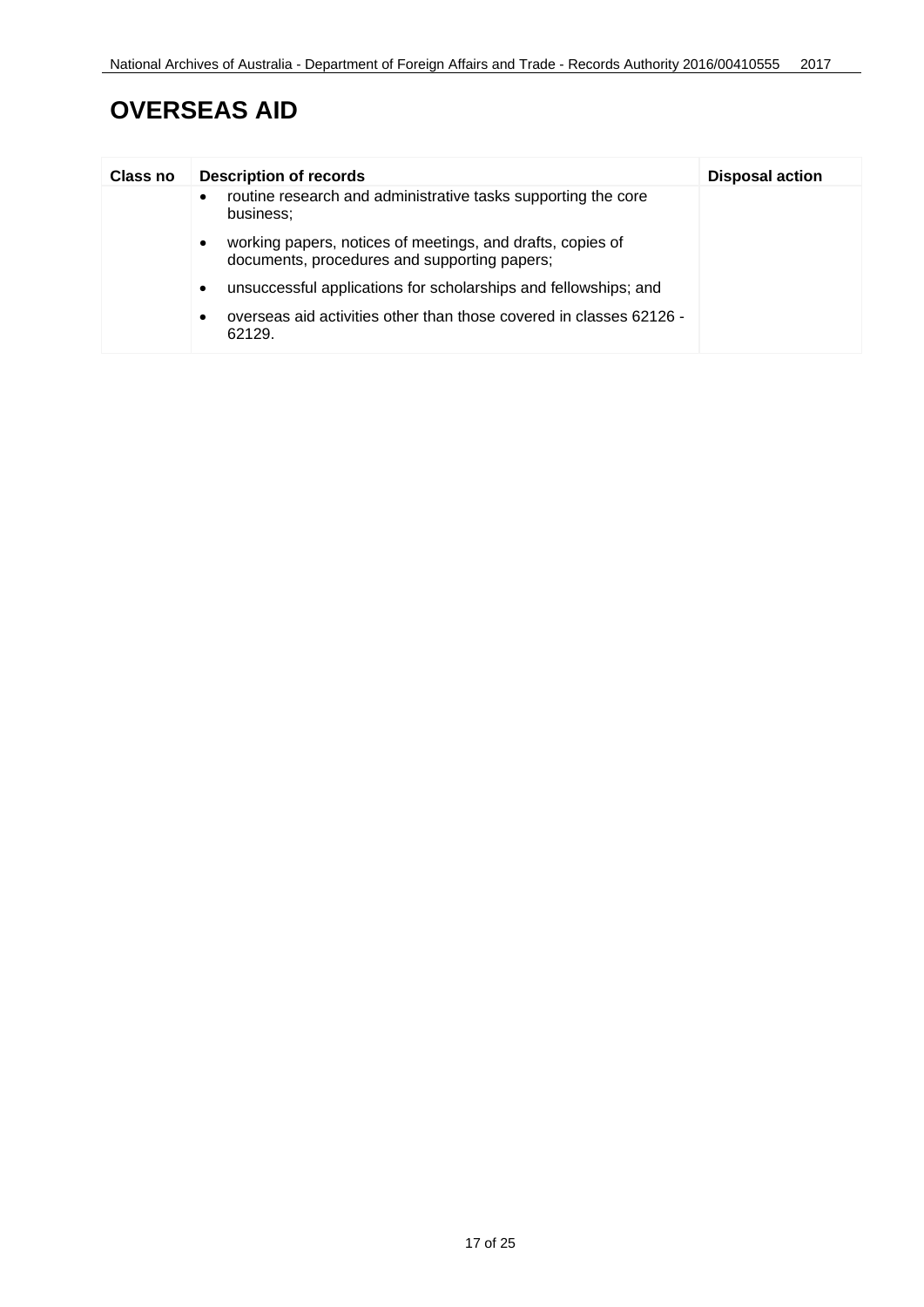# OVERSEAS AID

| Class no | Description of records | Disposal action |
|---|---|---|
| | • routine research and administrative tasks supporting the core business;<br>• working papers, notices of meetings, and drafts, copies of documents, procedures and supporting papers;<br>• unsuccessful applications for scholarships and fellowships; and<br>• overseas aid activities other than those covered in classes 62126 - 62129. | |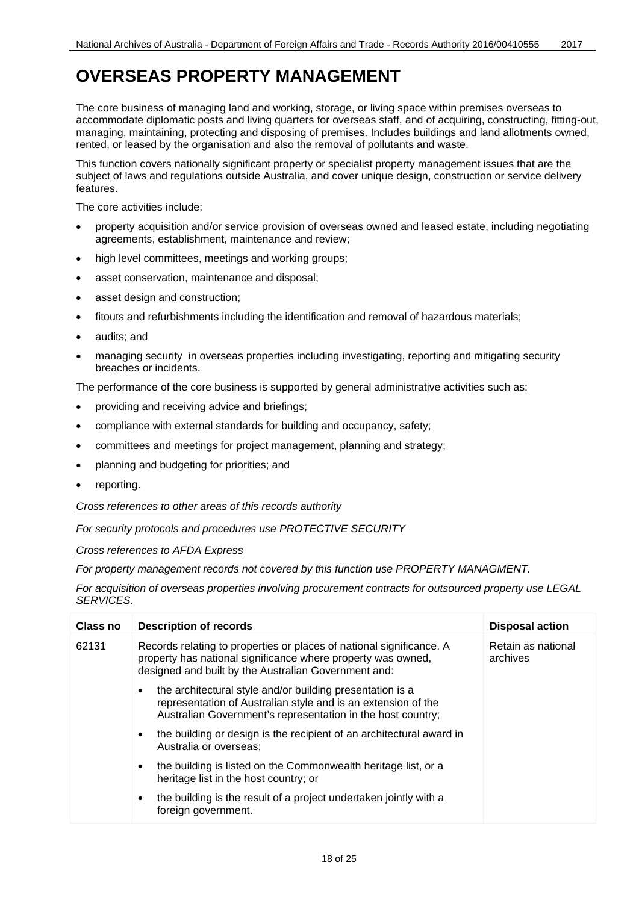# OVERSEAS PROPERTY MANAGEMENT

The core business of managing land and working, storage, or living space within premises overseas to accommodate diplomatic posts and living quarters for overseas staff, and of acquiring, constructing, fitting-out, managing, maintaining, protecting and disposing of premises. Includes buildings and land allotments owned, rented, or leased by the organisation and also the removal of pollutants and waste.

This function covers nationally significant property or specialist property management issues that are the subject of laws and regulations outside Australia, and cover unique design, construction or service delivery features.

The core activities include:

- property acquisition and/or service provision of overseas owned and leased estate, including negotiating agreements, establishment, maintenance and review;
- high level committees, meetings and working groups;
- asset conservation, maintenance and disposal;
- asset design and construction;
- fitouts and refurbishments including the identification and removal of hazardous materials;
- audits; and
- managing security in overseas properties including investigating, reporting and mitigating security breaches or incidents.

The performance of the core business is supported by general administrative activities such as:

- providing and receiving advice and briefings;
- compliance with external standards for building and occupancy, safety;
- committees and meetings for project management, planning and strategy;
- planning and budgeting for priorities; and
- reporting.

*Cross references to other areas of this records authority*

*For security protocols and procedures use PROTECTIVE SECURITY*

*Cross references to AFDA Express*

*For property management records not covered by this function use PROPERTY MANAGMENT.*

*For acquisition of overseas properties involving procurement contracts for outsourced property use LEGAL SERVICES.*

| Class no | Description of records | Disposal action |
|---|---|---|
| 62131 | Records relating to properties or places of national significance. A property has national significance where property was owned, designed and built by the Australian Government and:<br>• the architectural style and/or building presentation is a representation of Australian style and is an extension of the Australian Government's representation in the host country;<br>• the building or design is the recipient of an architectural award in Australia or overseas;<br>• the building is listed on the Commonwealth heritage list, or a heritage list in the host country; or<br>• the building is the result of a project undertaken jointly with a foreign government. | Retain as national archives |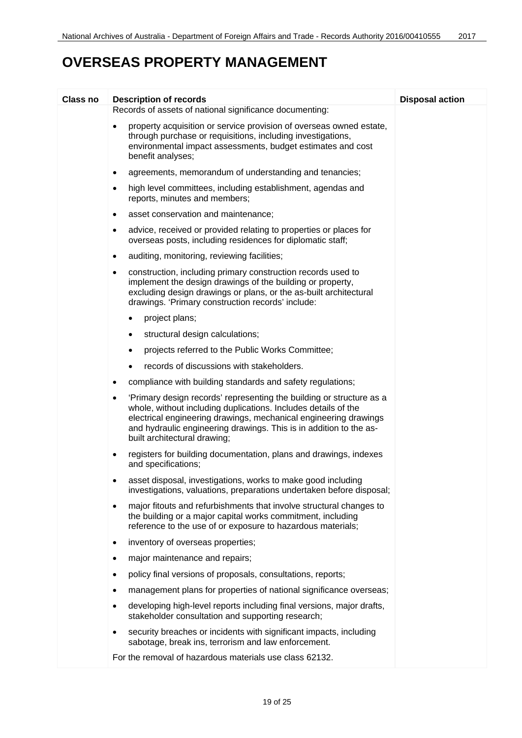# OVERSEAS PROPERTY MANAGEMENT

| Class no | Description of records | Disposal action |
|---|---|---|
| | Records of assets of national significance documenting:<br><br>• property acquisition or service provision of overseas owned estate, through purchase or requisitions, including investigations, environmental impact assessments, budget estimates and cost benefit analyses;<br>• agreements, memorandum of understanding and tenancies;<br>• high level committees, including establishment, agendas and reports, minutes and members;<br>• asset conservation and maintenance;<br>• advice, received or provided relating to properties or places for overseas posts, including residences for diplomatic staff;<br>• auditing, monitoring, reviewing facilities;<br>• construction, including primary construction records used to implement the design drawings of the building or property, excluding design drawings or plans, or the as-built architectural drawings. 'Primary construction records' include:<br>&nbsp;&nbsp;&nbsp;&nbsp;• project plans;<br>&nbsp;&nbsp;&nbsp;&nbsp;• structural design calculations;<br>&nbsp;&nbsp;&nbsp;&nbsp;• projects referred to the Public Works Committee;<br>&nbsp;&nbsp;&nbsp;&nbsp;• records of discussions with stakeholders.<br>• compliance with building standards and safety regulations;<br>• 'Primary design records' representing the building or structure as a whole, without including duplications. Includes details of the electrical engineering drawings, mechanical engineering drawings and hydraulic engineering drawings. This is in addition to the as-built architectural drawing;<br>• registers for building documentation, plans and drawings, indexes and specifications;<br>• asset disposal, investigations, works to make good including investigations, valuations, preparations undertaken before disposal;<br>• major fitouts and refurbishments that involve structural changes to the building or a major capital works commitment, including reference to the use of or exposure to hazardous materials;<br>• inventory of overseas properties;<br>• major maintenance and repairs;<br>• policy final versions of proposals, consultations, reports;<br>• management plans for properties of national significance overseas;<br>• developing high-level reports including final versions, major drafts, stakeholder consultation and supporting research;<br>• security breaches or incidents with significant impacts, including sabotage, break ins, terrorism and law enforcement.<br><br>For the removal of hazardous materials use class 62132. | |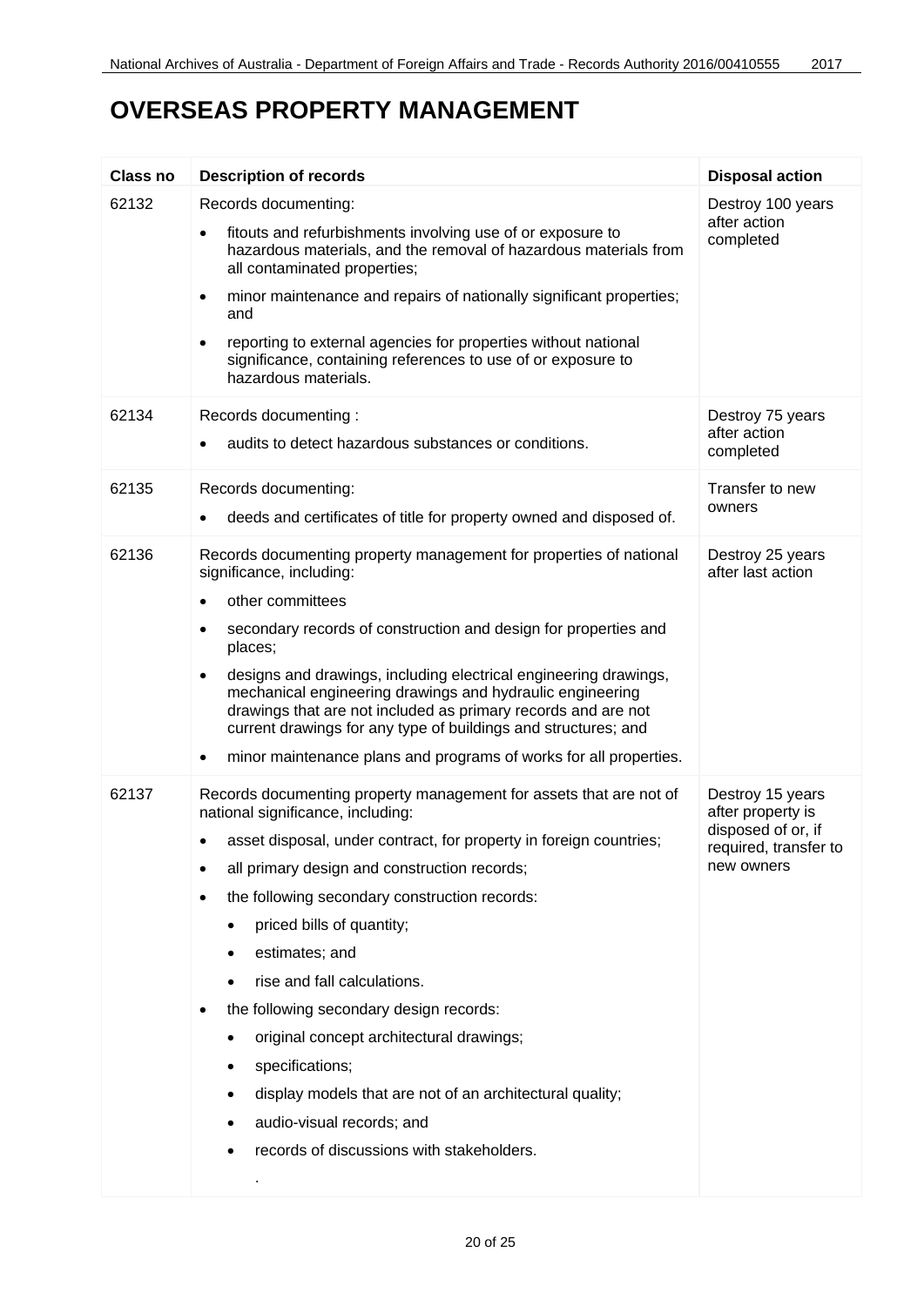# OVERSEAS PROPERTY MANAGEMENT

| Class no | Description of records | Disposal action |
|---|---|---|
| 62132 | Records documenting:<br>• fitouts and refurbishments involving use of or exposure to hazardous materials, and the removal of hazardous materials from all contaminated properties;<br>• minor maintenance and repairs of nationally significant properties; and<br>• reporting to external agencies for properties without national significance, containing references to use of or exposure to hazardous materials. | Destroy 100 years after action completed |
| 62134 | Records documenting :<br>• audits to detect hazardous substances or conditions. | Destroy 75 years after action completed |
| 62135 | Records documenting:<br>• deeds and certificates of title for property owned and disposed of. | Transfer to new owners |
| 62136 | Records documenting property management for properties of national significance, including:<br>• other committees<br>• secondary records of construction and design for properties and places;<br>• designs and drawings, including electrical engineering drawings, mechanical engineering drawings and hydraulic engineering drawings that are not included as primary records and are not current drawings for any type of buildings and structures; and<br>• minor maintenance plans and programs of works for all properties. | Destroy 25 years after last action |
| 62137 | Records documenting property management for assets that are not of national significance, including:<br>• asset disposal, under contract, for property in foreign countries;<br>• all primary design and construction records;<br>• the following secondary construction records:<br>  • priced bills of quantity;<br>  • estimates; and<br>  • rise and fall calculations.<br>• the following secondary design records:<br>  • original concept architectural drawings;<br>  • specifications;<br>  • display models that are not of an architectural quality;<br>  • audio-visual records; and<br>  • records of discussions with stakeholders.<br>  . | Destroy 15 years after property is disposed of or, if required, transfer to new owners |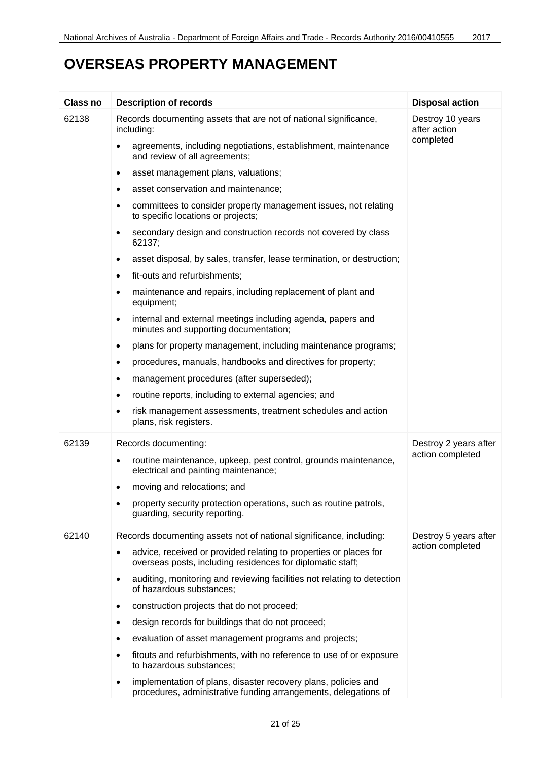# OVERSEAS PROPERTY MANAGEMENT

| Class no | Description of records | Disposal action |
|---|---|---|
| 62138 | Records documenting assets that are not of national significance, including:<br>• agreements, including negotiations, establishment, maintenance and review of all agreements;<br>• asset management plans, valuations;<br>• asset conservation and maintenance;<br>• committees to consider property management issues, not relating to specific locations or projects;<br>• secondary design and construction records not covered by class 62137;<br>• asset disposal, by sales, transfer, lease termination, or destruction;<br>• fit-outs and refurbishments;<br>• maintenance and repairs, including replacement of plant and equipment;<br>• internal and external meetings including agenda, papers and minutes and supporting documentation;<br>• plans for property management, including maintenance programs;<br>• procedures, manuals, handbooks and directives for property;<br>• management procedures (after superseded);<br>• routine reports, including to external agencies; and<br>• risk management assessments, treatment schedules and action plans, risk registers. | Destroy 10 years after action completed |
| 62139 | Records documenting:<br>• routine maintenance, upkeep, pest control, grounds maintenance, electrical and painting maintenance;<br>• moving and relocations; and<br>• property security protection operations, such as routine patrols, guarding, security reporting. | Destroy 2 years after action completed |
| 62140 | Records documenting assets not of national significance, including:<br>• advice, received or provided relating to properties or places for overseas posts, including residences for diplomatic staff;<br>• auditing, monitoring and reviewing facilities not relating to detection of hazardous substances;<br>• construction projects that do not proceed;<br>• design records for buildings that do not proceed;<br>• evaluation of asset management programs and projects;<br>• fitouts and refurbishments, with no reference to use of or exposure to hazardous substances;<br>• implementation of plans, disaster recovery plans, policies and procedures, administrative funding arrangements, delegations of | Destroy 5 years after action completed |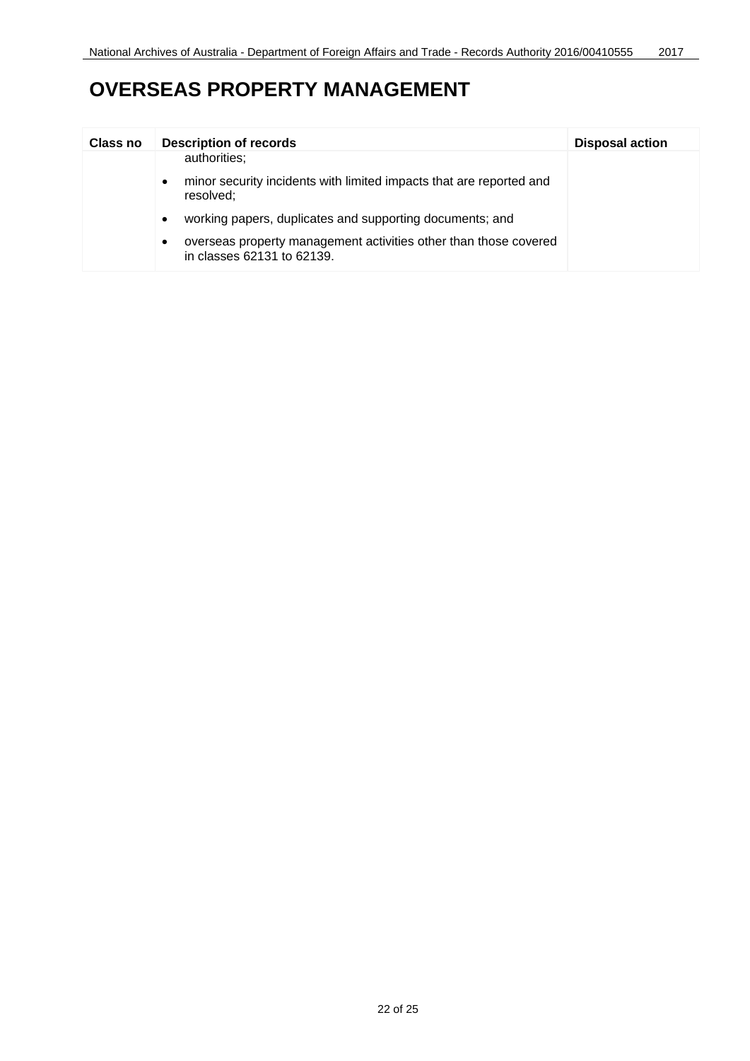# OVERSEAS PROPERTY MANAGEMENT

| Class no | Description of records | Disposal action |
|---|---|---|
| | authorities;<br>• minor security incidents with limited impacts that are reported and resolved;<br>• working papers, duplicates and supporting documents; and<br>• overseas property management activities other than those covered in classes 62131 to 62139. | |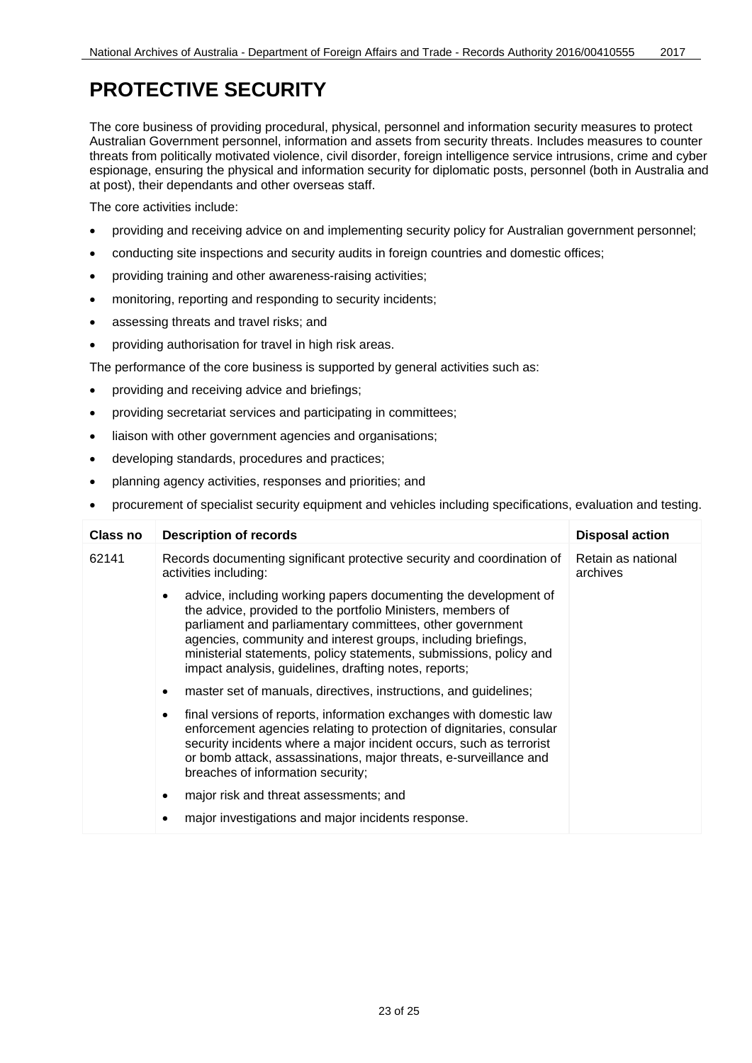# PROTECTIVE SECURITY

The core business of providing procedural, physical, personnel and information security measures to protect Australian Government personnel, information and assets from security threats. Includes measures to counter threats from politically motivated violence, civil disorder, foreign intelligence service intrusions, crime and cyber espionage, ensuring the physical and information security for diplomatic posts, personnel (both in Australia and at post), their dependants and other overseas staff.

The core activities include:

- providing and receiving advice on and implementing security policy for Australian government personnel;
- conducting site inspections and security audits in foreign countries and domestic offices;
- providing training and other awareness-raising activities;
- monitoring, reporting and responding to security incidents;
- assessing threats and travel risks; and
- providing authorisation for travel in high risk areas.

The performance of the core business is supported by general activities such as:

- providing and receiving advice and briefings;
- providing secretariat services and participating in committees;
- liaison with other government agencies and organisations;
- developing standards, procedures and practices;
- planning agency activities, responses and priorities; and
- procurement of specialist security equipment and vehicles including specifications, evaluation and testing.

| Class no | Description of records | Disposal action |
|---|---|---|
| 62141 | Records documenting significant protective security and coordination of activities including:<br>• advice, including working papers documenting the development of the advice, provided to the portfolio Ministers, members of parliament and parliamentary committees, other government agencies, community and interest groups, including briefings, ministerial statements, policy statements, submissions, policy and impact analysis, guidelines, drafting notes, reports;<br>• master set of manuals, directives, instructions, and guidelines;<br>• final versions of reports, information exchanges with domestic law enforcement agencies relating to protection of dignitaries, consular security incidents where a major incident occurs, such as terrorist or bomb attack, assassinations, major threats, e-surveillance and breaches of information security;<br>• major risk and threat assessments; and<br>• major investigations and major incidents response. | Retain as national archives |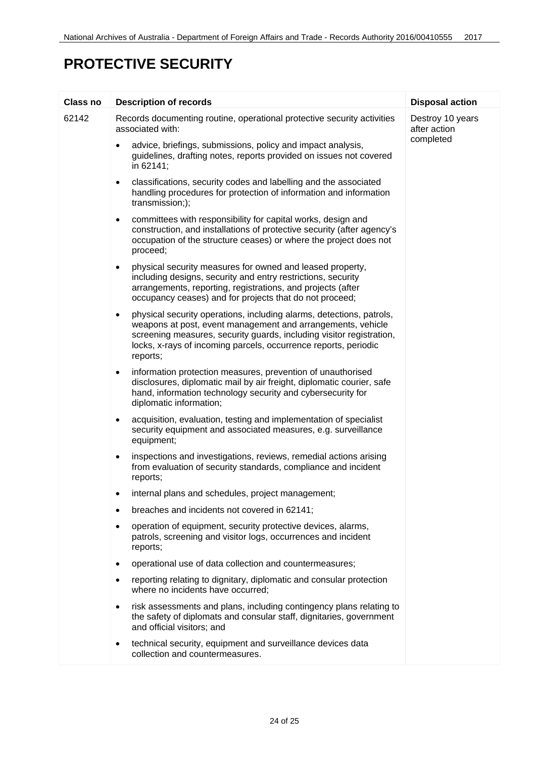# PROTECTIVE SECURITY

| Class no | Description of records | Disposal action |
|---|---|---|
| 62142 | Records documenting routine, operational protective security activities associated with:<br>• advice, briefings, submissions, policy and impact analysis, guidelines, drafting notes, reports provided on issues not covered in 62141;<br>• classifications, security codes and labelling and the associated handling procedures for protection of information and information transmission;);<br>• committees with responsibility for capital works, design and construction, and installations of protective security (after agency's occupation of the structure ceases) or where the project does not proceed;<br>• physical security measures for owned and leased property, including designs, security and entry restrictions, security arrangements, reporting, registrations, and projects (after occupancy ceases) and for projects that do not proceed;<br>• physical security operations, including alarms, detections, patrols, weapons at post, event management and arrangements, vehicle screening measures, security guards, including visitor registration, locks, x-rays of incoming parcels, occurrence reports, periodic reports;<br>• information protection measures, prevention of unauthorised disclosures, diplomatic mail by air freight, diplomatic courier, safe hand, information technology security and cybersecurity for diplomatic information;<br>• acquisition, evaluation, testing and implementation of specialist security equipment and associated measures, e.g. surveillance equipment;<br>• inspections and investigations, reviews, remedial actions arising from evaluation of security standards, compliance and incident reports;<br>• internal plans and schedules, project management;<br>• breaches and incidents not covered in 62141;<br>• operation of equipment, security protective devices, alarms, patrols, screening and visitor logs, occurrences and incident reports;<br>• operational use of data collection and countermeasures;<br>• reporting relating to dignitary, diplomatic and consular protection where no incidents have occurred;<br>• risk assessments and plans, including contingency plans relating to the safety of diplomats and consular staff, dignitaries, government and official visitors; and<br>• technical security, equipment and surveillance devices data collection and countermeasures. | Destroy 10 years after action completed |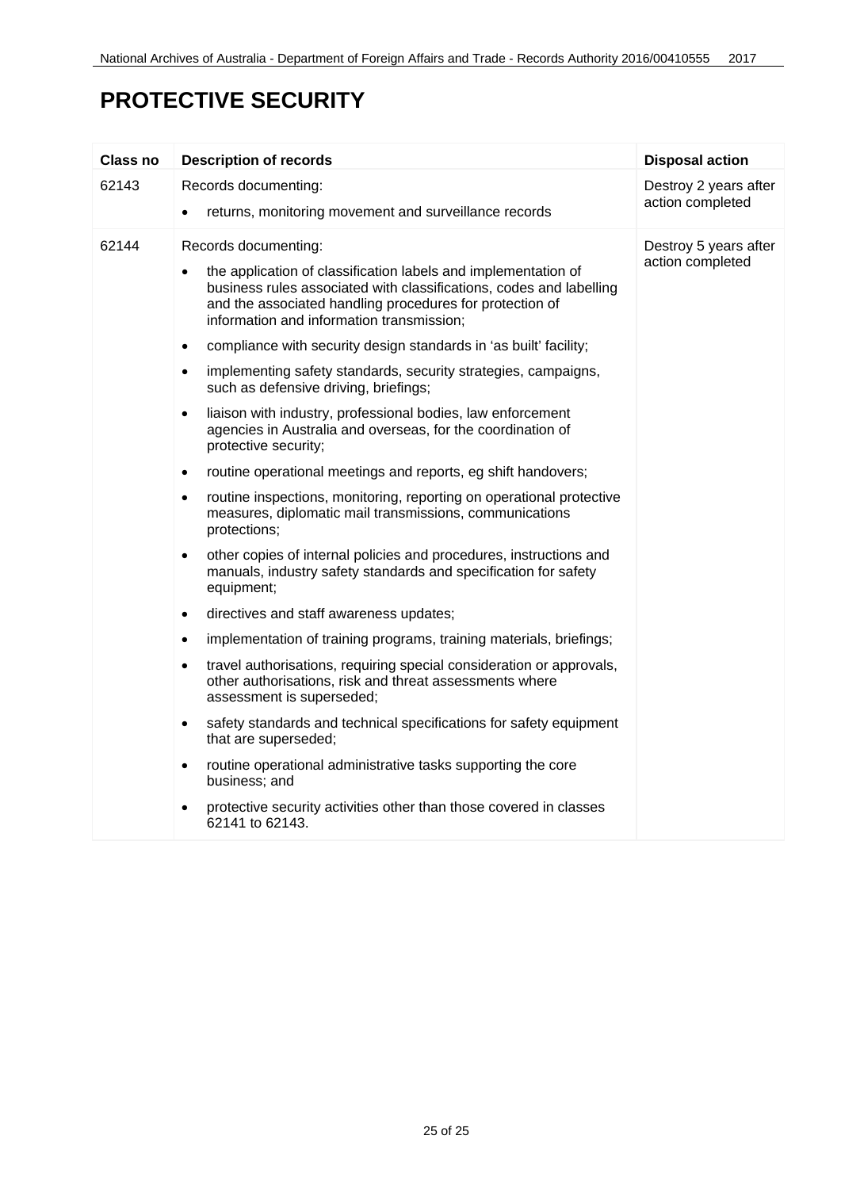# PROTECTIVE SECURITY

| Class no | Description of records | Disposal action |
|---|---|---|
| 62143 | Records documenting:<br>• returns, monitoring movement and surveillance records | Destroy 2 years after action completed |
| 62144 | Records documenting:<br>• the application of classification labels and implementation of business rules associated with classifications, codes and labelling and the associated handling procedures for protection of information and information transmission;<br>• compliance with security design standards in 'as built' facility;<br>• implementing safety standards, security strategies, campaigns, such as defensive driving, briefings;<br>• liaison with industry, professional bodies, law enforcement agencies in Australia and overseas, for the coordination of protective security;<br>• routine operational meetings and reports, eg shift handovers;<br>• routine inspections, monitoring, reporting on operational protective measures, diplomatic mail transmissions, communications protections;<br>• other copies of internal policies and procedures, instructions and manuals, industry safety standards and specification for safety equipment;<br>• directives and staff awareness updates;<br>• implementation of training programs, training materials, briefings;<br>• travel authorisations, requiring special consideration or approvals, other authorisations, risk and threat assessments where assessment is superseded;<br>• safety standards and technical specifications for safety equipment that are superseded;<br>• routine operational administrative tasks supporting the core business; and<br>• protective security activities other than those covered in classes 62141 to 62143. | Destroy 5 years after action completed |